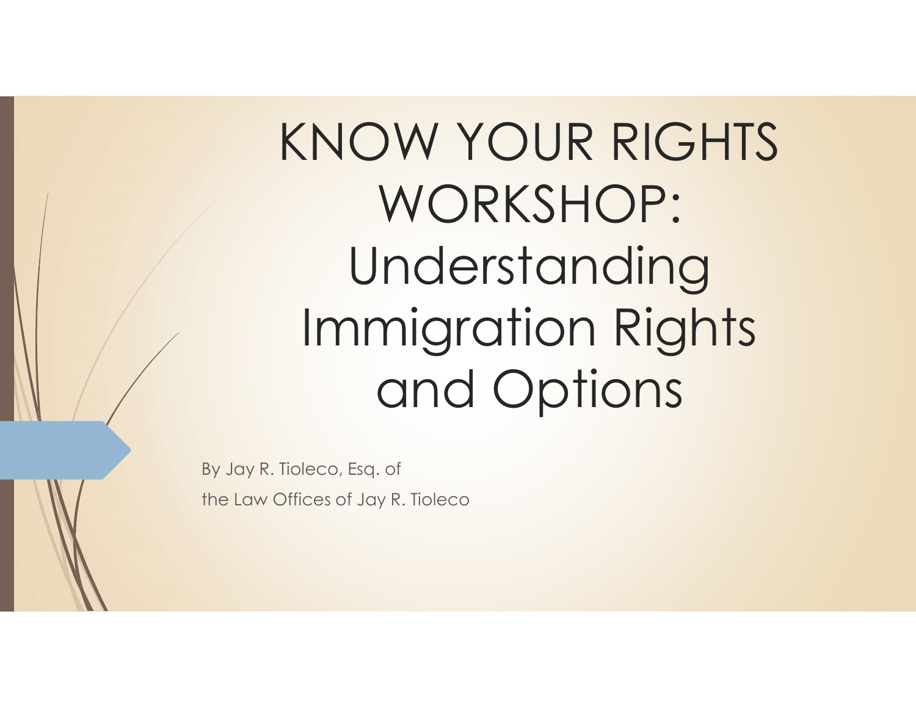# KNOW YOUR RIGHTS WORKSHOP: Understanding Immigration Rights and Options

By Jay R. Tioleco, Esq. of
the Law Offices of Jay R. Tioleco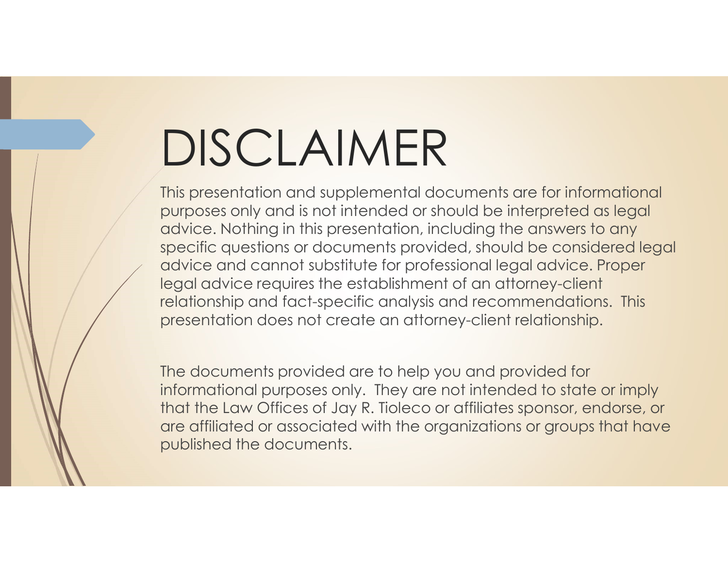# DISCLAIMER

This presentation and supplemental documents are for informational purposes only and is not intended or should be interpreted as legal advice. Nothing in this presentation, including the answers to any specific questions or documents provided, should be considered legal advice and cannot substitute for professional legal advice. Proper legal advice requires the establishment of an attorney-client relationship and fact-specific analysis and recommendations. This presentation does not create an attorney-client relationship.

The documents provided are to help you and provided for informational purposes only. They are not intended to state or imply that the Law Offices of Jay R. Tioleco or affiliates sponsor, endorse, or are affiliated or associated with the organizations or groups that have published the documents.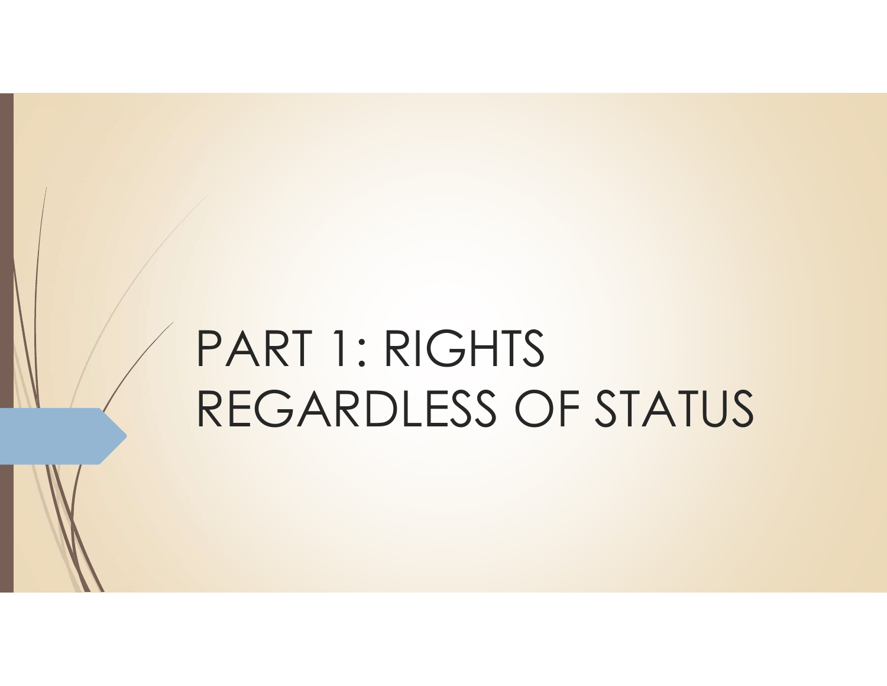# PART 1: RIGHTS REGARDLESS OF STATUS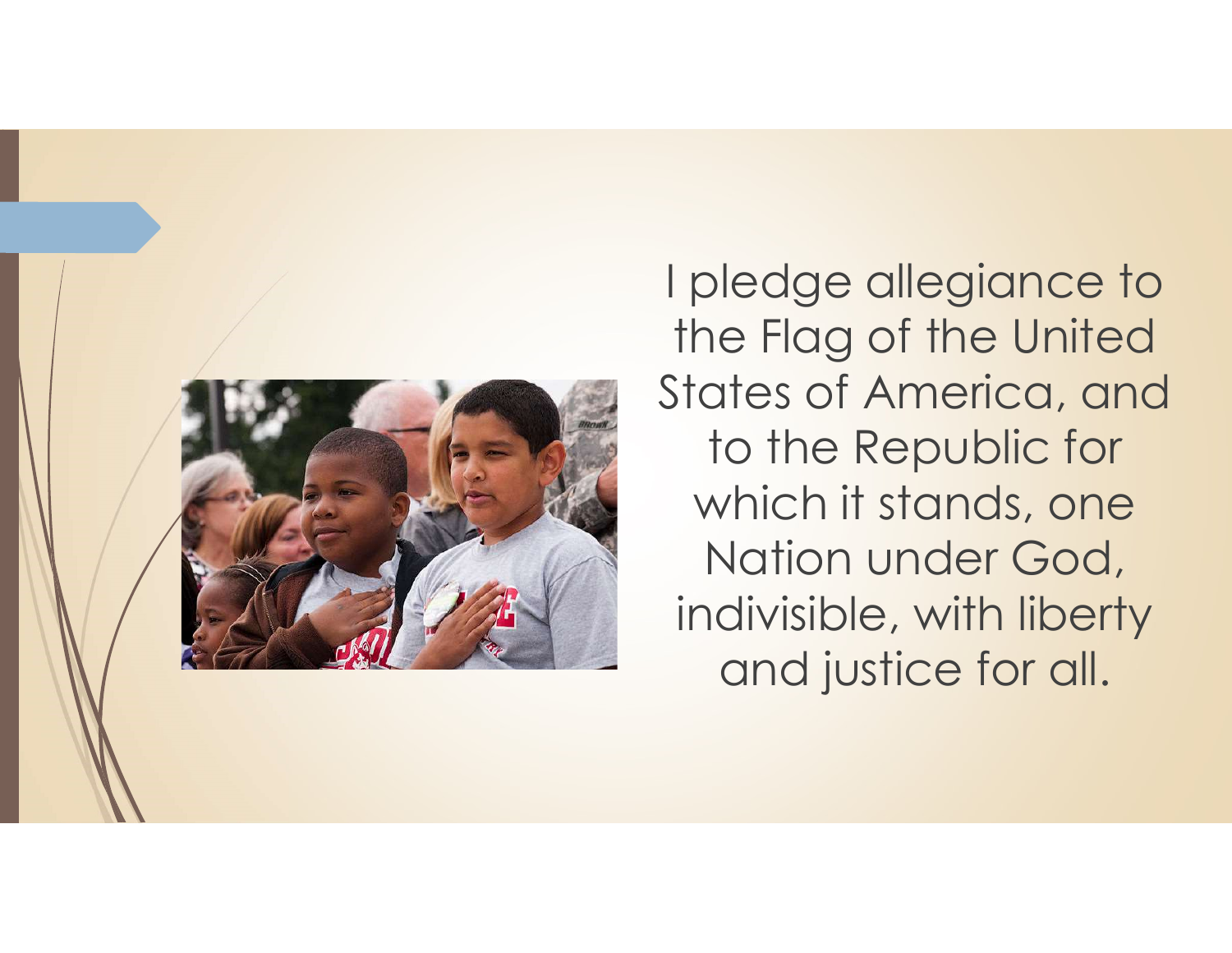I pledge allegiance to the Flag of the United States of America, and to the Republic for which it stands, one Nation under God, indivisible, with liberty and justice for all.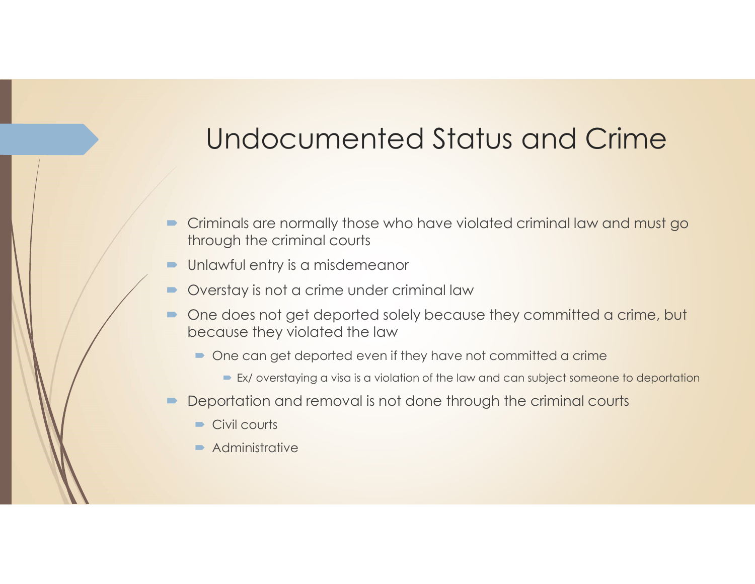# Undocumented Status and Crime

- Criminals are normally those who have violated criminal law and must go through the criminal courts
- Unlawful entry is a misdemeanor
- Overstay is not a crime under criminal law
- One does not get deported solely because they committed a crime, but because they violated the law
  - One can get deported even if they have not committed a crime
    - Ex/ overstaying a visa is a violation of the law and can subject someone to deportation
- Deportation and removal is not done through the criminal courts
  - Civil courts
  - Administrative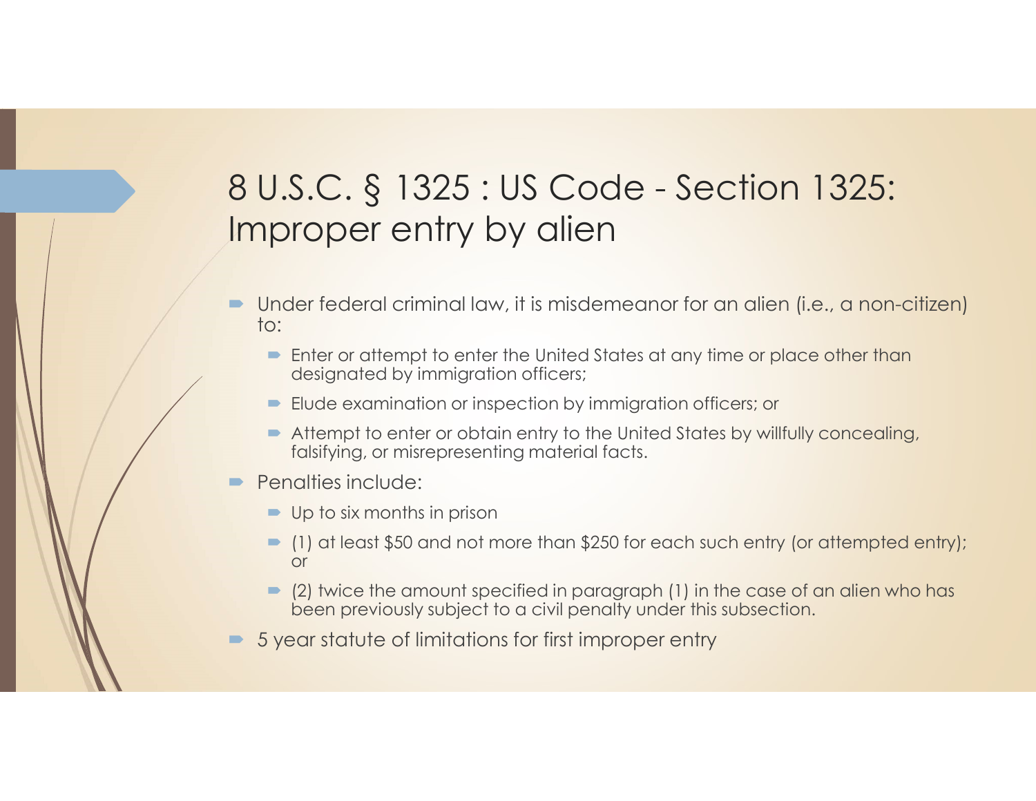# 8 U.S.C. § 1325 : US Code - Section 1325: Improper entry by alien

- Under federal criminal law, it is misdemeanor for an alien (i.e., a non-citizen) to:
  - Enter or attempt to enter the United States at any time or place other than designated by immigration officers;
  - Elude examination or inspection by immigration officers; or
  - Attempt to enter or obtain entry to the United States by willfully concealing, falsifying, or misrepresenting material facts.
- Penalties include:
  - Up to six months in prison
  - (1) at least $50 and not more than $250 for each such entry (or attempted entry); or
  - (2) twice the amount specified in paragraph (1) in the case of an alien who has been previously subject to a civil penalty under this subsection.
- 5 year statute of limitations for first improper entry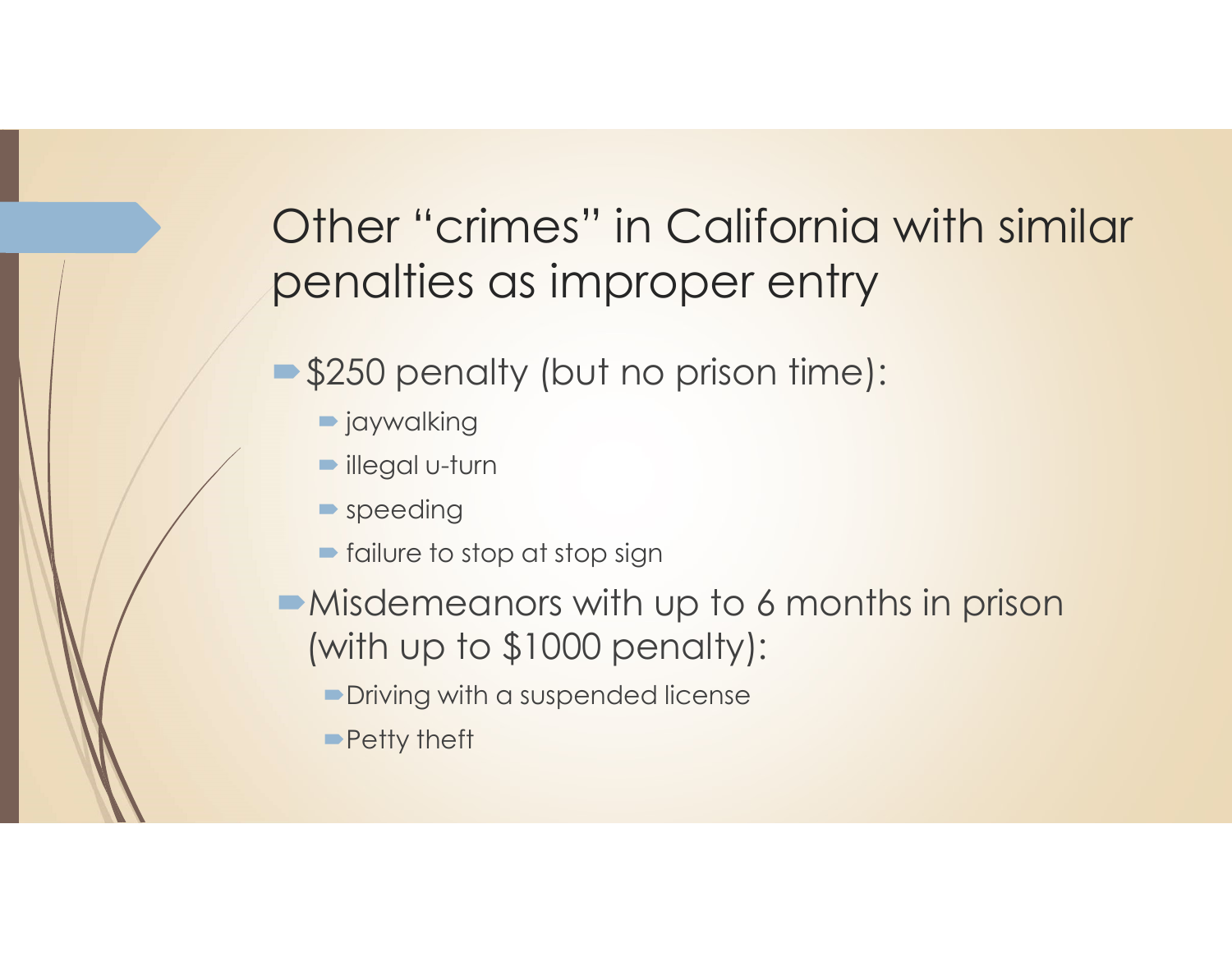# Other "crimes" in California with similar penalties as improper entry

- $250 penalty (but no prison time):
  - jaywalking
  - illegal u-turn
  - speeding
  - failure to stop at stop sign
- Misdemeanors with up to 6 months in prison (with up to $1000 penalty):
  - Driving with a suspended license
  - Petty theft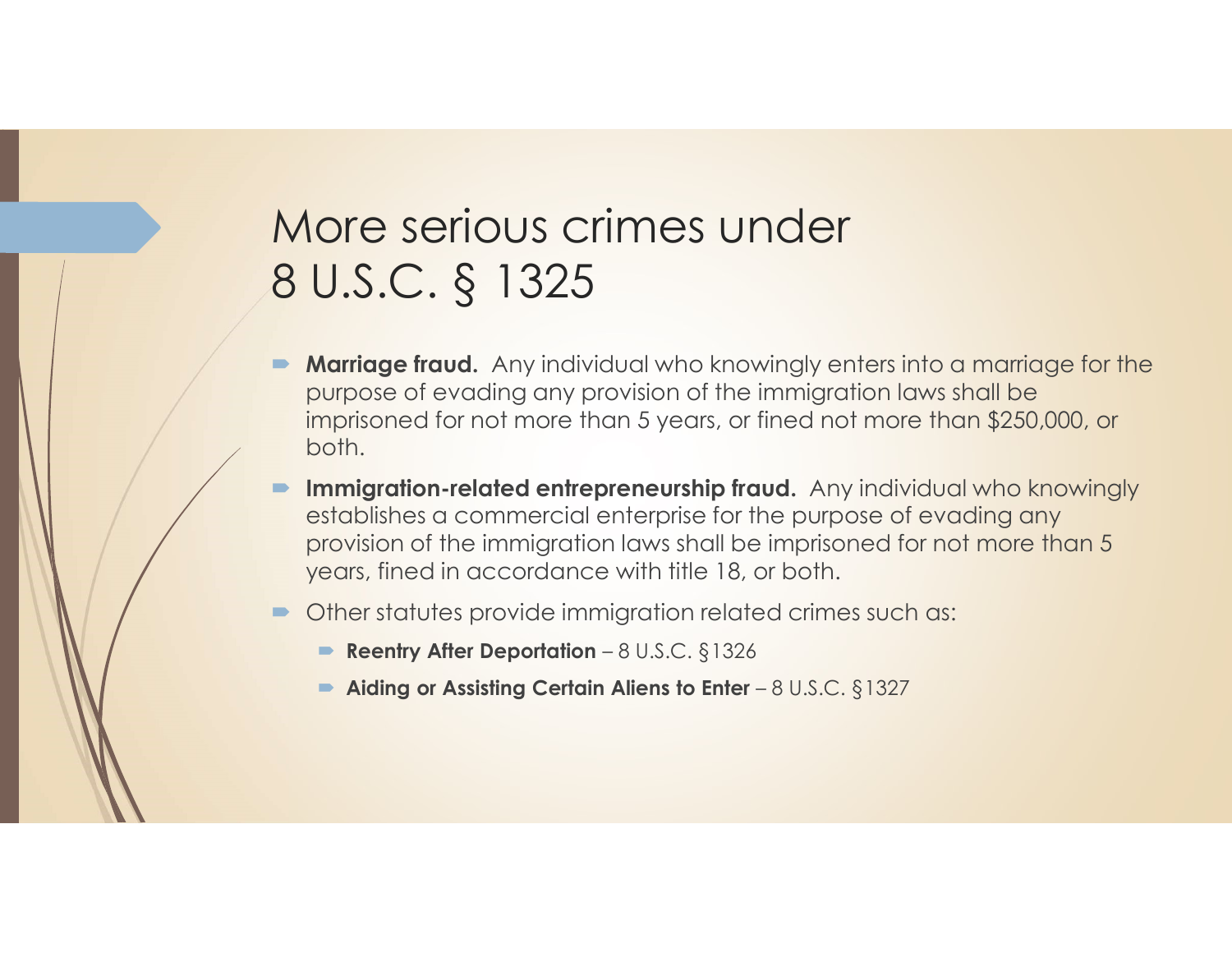# More serious crimes under 8 U.S.C. § 1325

- **Marriage fraud.** Any individual who knowingly enters into a marriage for the purpose of evading any provision of the immigration laws shall be imprisoned for not more than 5 years, or fined not more than $250,000, or both.
- **Immigration-related entrepreneurship fraud.** Any individual who knowingly establishes a commercial enterprise for the purpose of evading any provision of the immigration laws shall be imprisoned for not more than 5 years, fined in accordance with title 18, or both.
- Other statutes provide immigration related crimes such as:
  - **Reentry After Deportation** – 8 U.S.C. §1326
  - **Aiding or Assisting Certain Aliens to Enter** – 8 U.S.C. §1327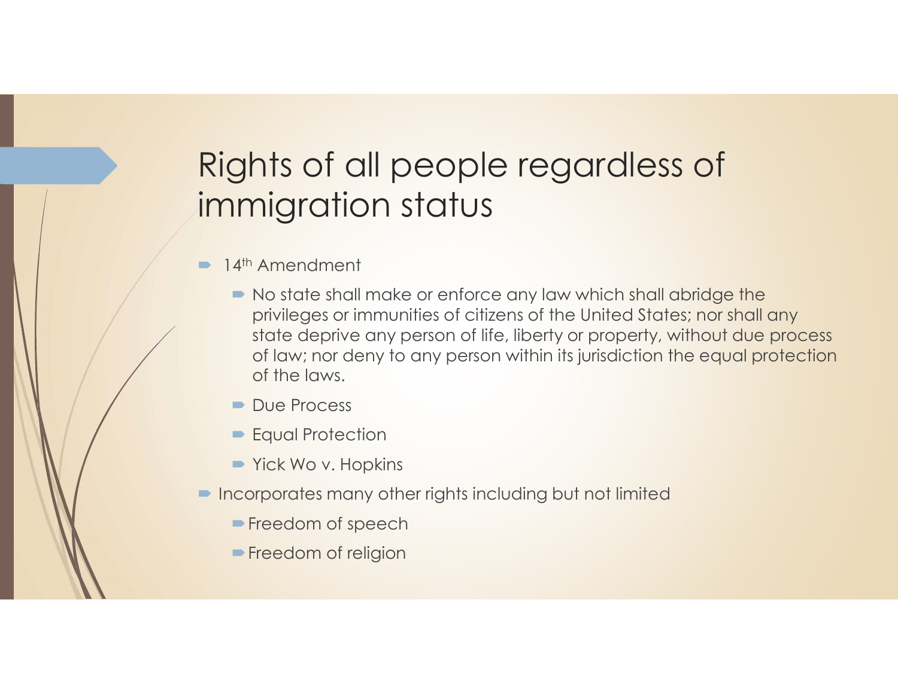# Rights of all people regardless of immigration status

- 14th Amendment
  - No state shall make or enforce any law which shall abridge the privileges or immunities of citizens of the United States; nor shall any state deprive any person of life, liberty or property, without due process of law; nor deny to any person within its jurisdiction the equal protection of the laws.
  - Due Process
  - Equal Protection
  - Yick Wo v. Hopkins
- Incorporates many other rights including but not limited
  - Freedom of speech
  - Freedom of religion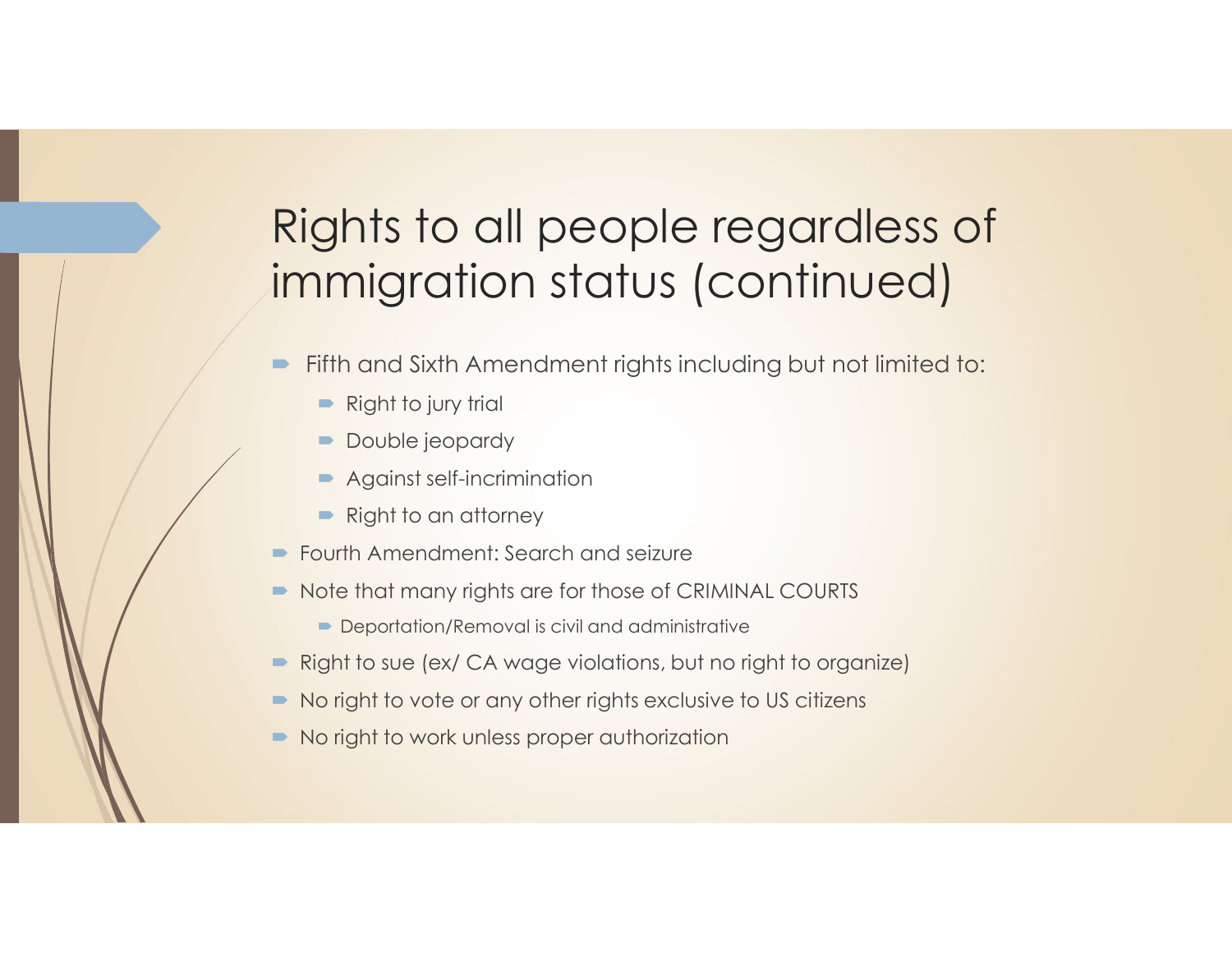# Rights to all people regardless of immigration status (continued)

- Fifth and Sixth Amendment rights including but not limited to:
  - Right to jury trial
  - Double jeopardy
  - Against self-incrimination
  - Right to an attorney
- Fourth Amendment: Search and seizure
- Note that many rights are for those of CRIMINAL COURTS
  - Deportation/Removal is civil and administrative
- Right to sue (ex/ CA wage violations, but no right to organize)
- No right to vote or any other rights exclusive to US citizens
- No right to work unless proper authorization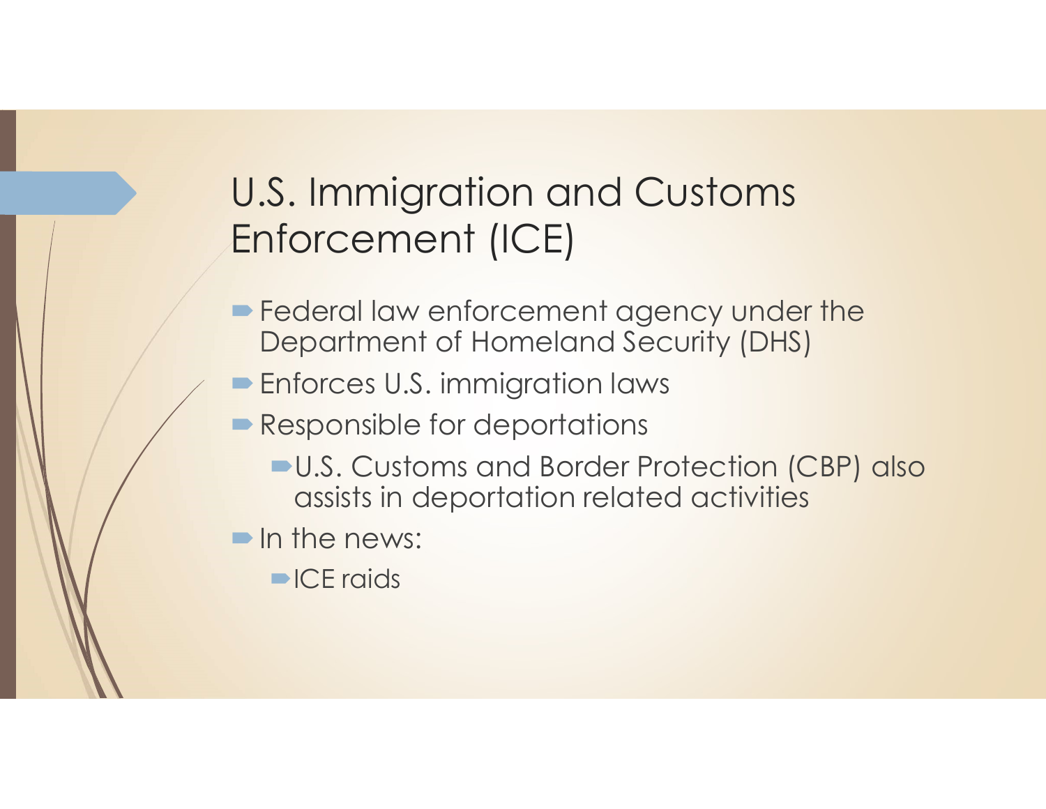# U.S. Immigration and Customs Enforcement (ICE)

- Federal law enforcement agency under the Department of Homeland Security (DHS)
- Enforces U.S. immigration laws
- Responsible for deportations
  - U.S. Customs and Border Protection (CBP) also assists in deportation related activities
- In the news:
  - ICE raids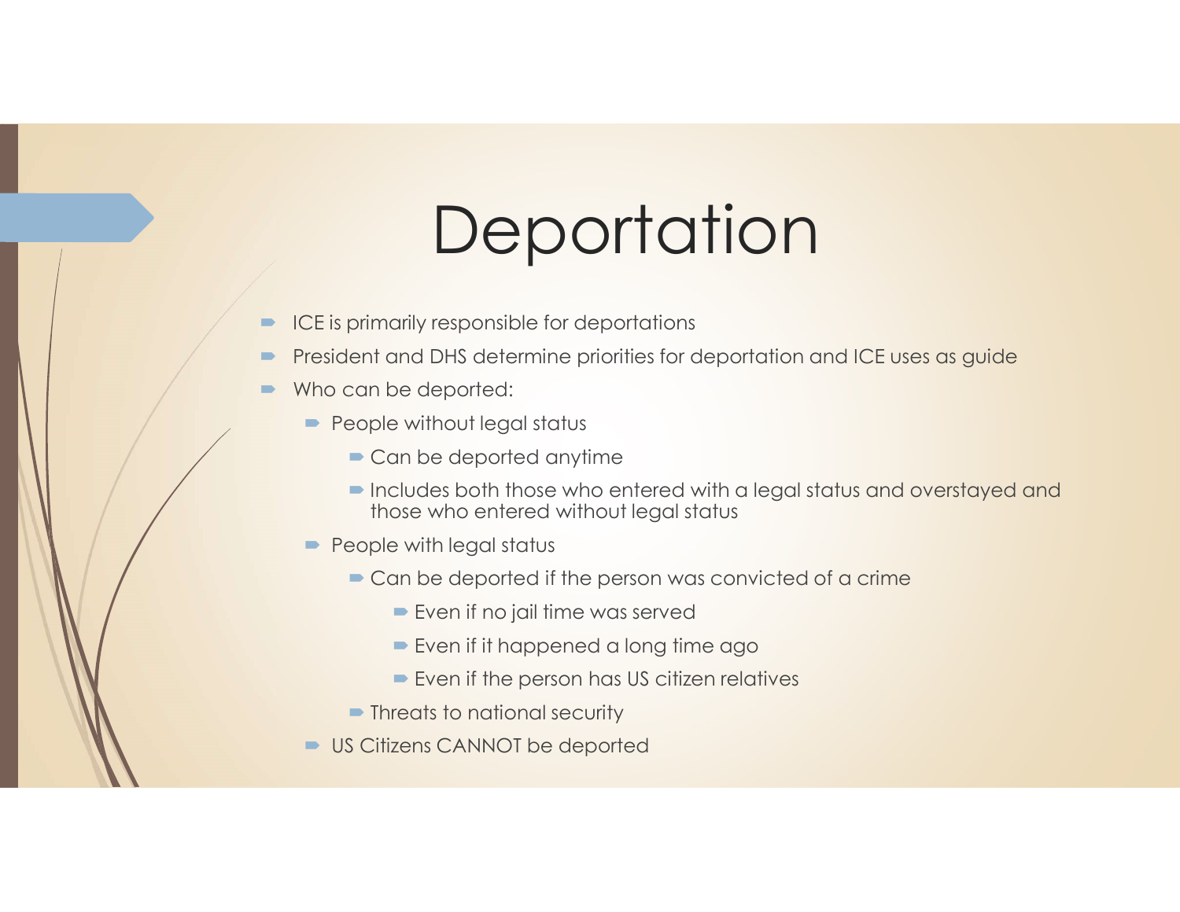# Deportation

- ICE is primarily responsible for deportations
- President and DHS determine priorities for deportation and ICE uses as guide
- Who can be deported:
  - People without legal status
    - Can be deported anytime
    - Includes both those who entered with a legal status and overstayed and those who entered without legal status
  - People with legal status
    - Can be deported if the person was convicted of a crime
      - Even if no jail time was served
      - Even if it happened a long time ago
      - Even if the person has US citizen relatives
    - Threats to national security
  - US Citizens CANNOT be deported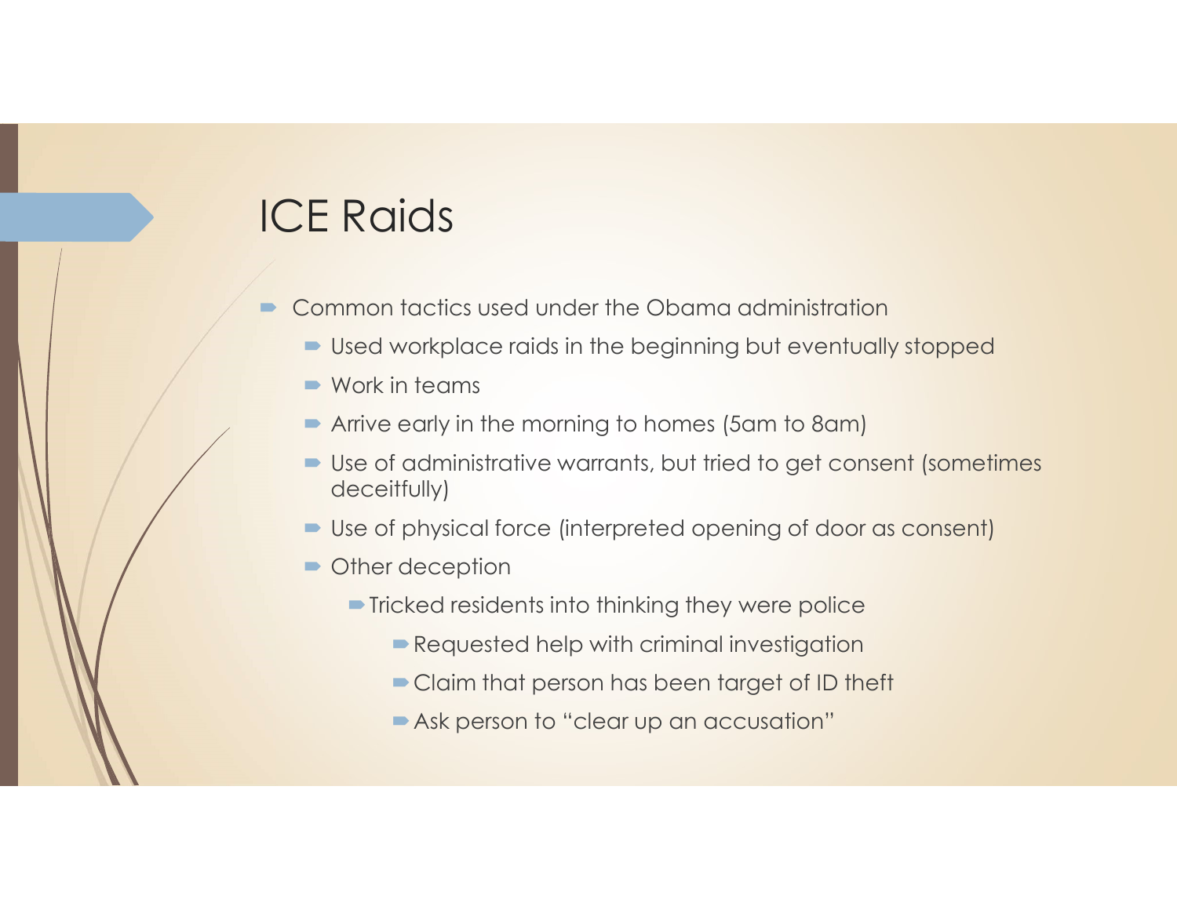# ICE Raids

- Common tactics used under the Obama administration
  - Used workplace raids in the beginning but eventually stopped
  - Work in teams
  - Arrive early in the morning to homes (5am to 8am)
  - Use of administrative warrants, but tried to get consent (sometimes deceitfully)
  - Use of physical force (interpreted opening of door as consent)
  - Other deception
    - Tricked residents into thinking they were police
      - Requested help with criminal investigation
      - Claim that person has been target of ID theft
      - Ask person to "clear up an accusation"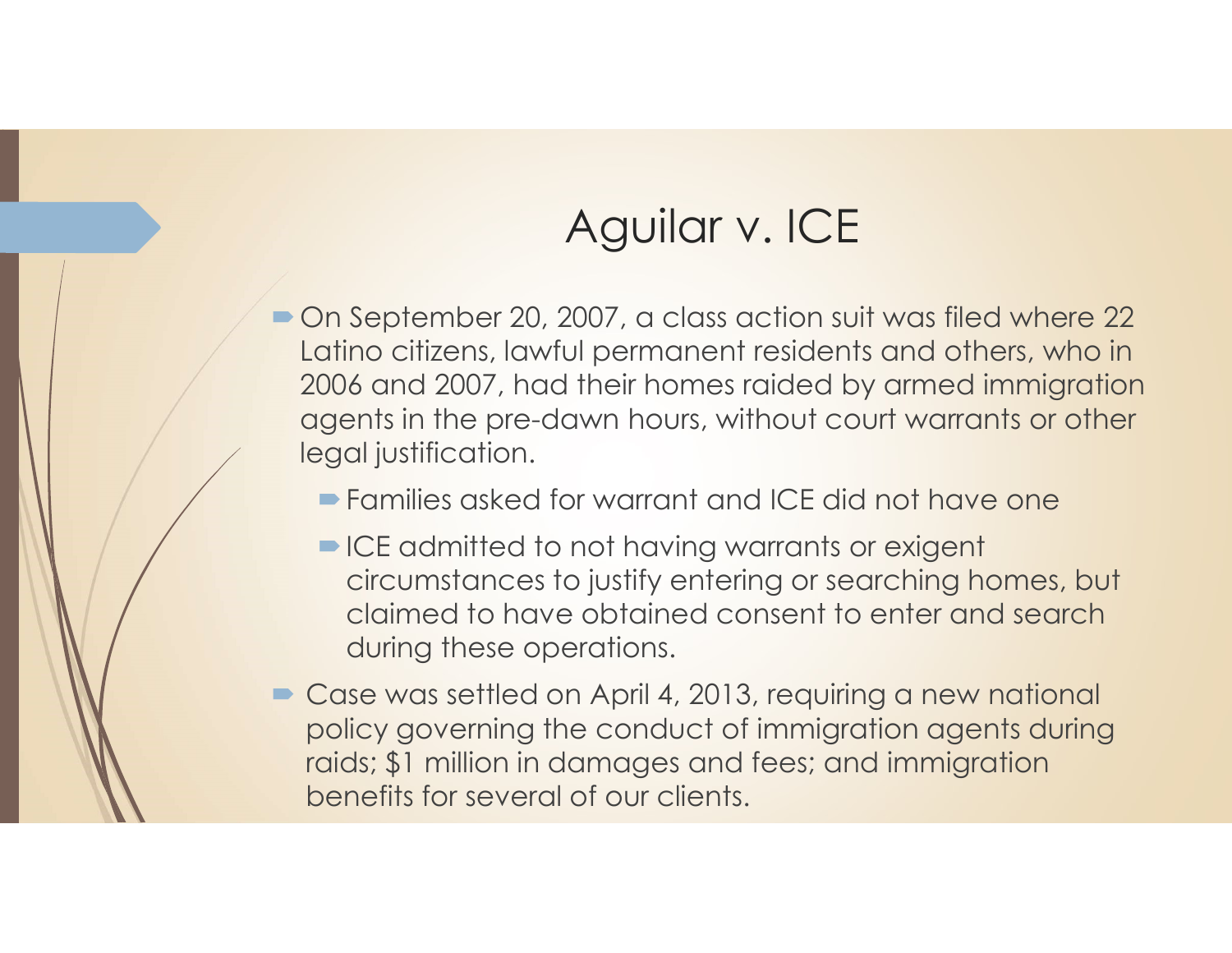# Aguilar v. ICE

- On September 20, 2007, a class action suit was filed where 22 Latino citizens, lawful permanent residents and others, who in 2006 and 2007, had their homes raided by armed immigration agents in the pre-dawn hours, without court warrants or other legal justification.
  - Families asked for warrant and ICE did not have one
  - ICE admitted to not having warrants or exigent circumstances to justify entering or searching homes, but claimed to have obtained consent to enter and search during these operations.
- Case was settled on April 4, 2013, requiring a new national policy governing the conduct of immigration agents during raids; $1 million in damages and fees; and immigration benefits for several of our clients.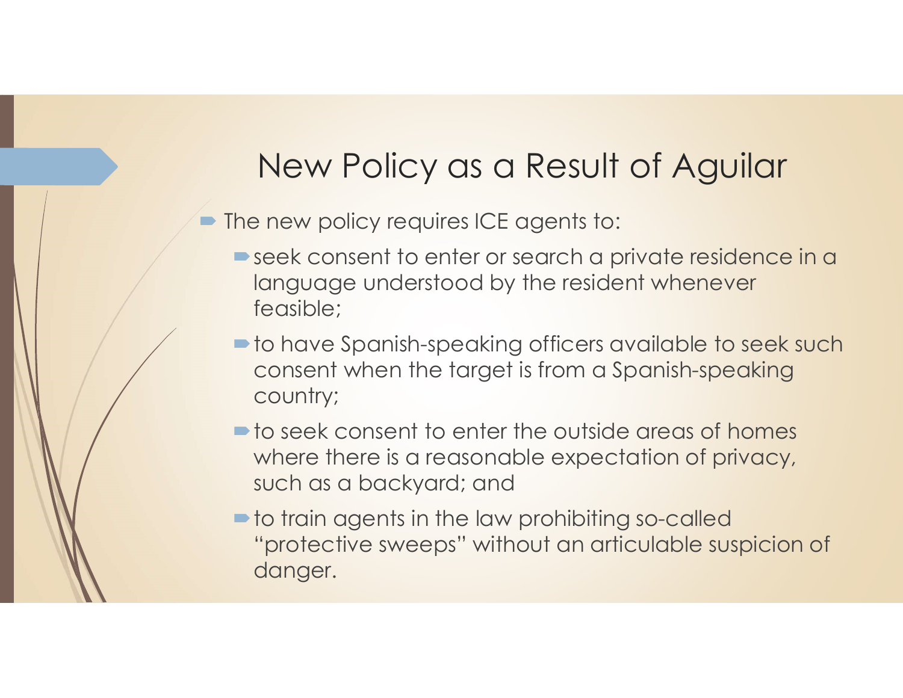# New Policy as a Result of Aguilar

- The new policy requires ICE agents to:
  - seek consent to enter or search a private residence in a language understood by the resident whenever feasible;
  - to have Spanish-speaking officers available to seek such consent when the target is from a Spanish-speaking country;
  - to seek consent to enter the outside areas of homes where there is a reasonable expectation of privacy, such as a backyard; and
  - to train agents in the law prohibiting so-called "protective sweeps" without an articulable suspicion of danger.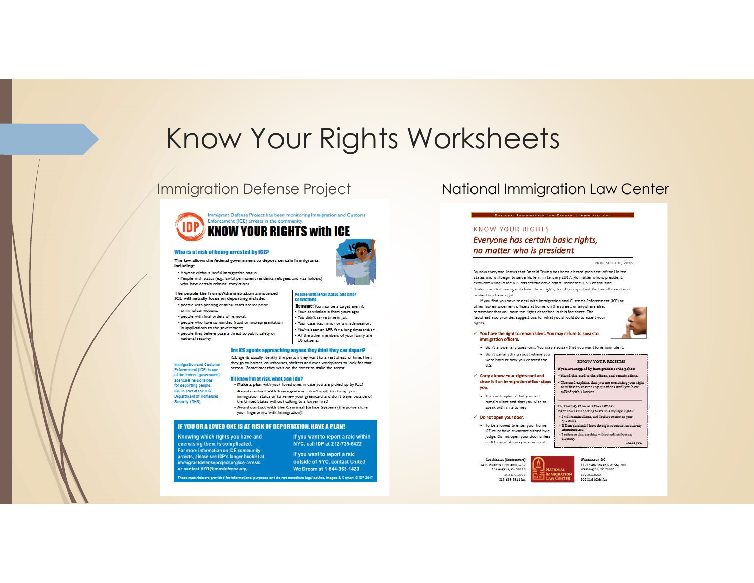# Know Your Rights Worksheets

## Immigration Defense Project

Immigrant Defense Project has been monitoring Immigration and Customs Enforcement (ICE) arrests in the community.

### KNOW YOUR RIGHTS with ICE

**Who is at risk of being arrested by ICE?**

**The law allows the federal government to deport certain immigrants, including:**

- Anyone without lawful immigration status
- People with status (e.g. lawful permanent residents, refugees and visa holders) who have certain criminal convictions

**The people the Trump Administration announced ICE will initially focus on deporting include:**

- people with pending criminal cases and/or prior criminal convictions;
- people with final orders of removal;
- people who have committed fraud or misrepresentation in applications to the government;
- people they believe pose a threat to public safety or national security

**People with legal status and prior convictions**

**Be aware:** You may be a target even if:

- Your conviction is from years ago;
- You didn't serve time in jail;
- Your case was minor or a misdemeanor;
- You've been an LPR for a long time; and/or
- All the other members of your family are US citizens.

**Are ICE agents approaching anyone they think they can deport?**

ICE agents usually identify the person they want to arrest ahead of time. Then, they go to homes, courthouses, shelters and even workplaces to look for that person. Sometimes they wait on the street to make the arrest.

Immigration and Customs Enforcement (ICE) is one of the federal government agencies responsible for deporting people. ICE is part of the U.S. Department of Homeland Security (DHS).

**If I know I'm at risk, what can I do?**

- **Make a plan** with your loved ones in case you are picked up by ICE!
- **Avoid contact with Immigration** – don't apply to change your immigration status or to renew your greencard and don't travel outside of the United States without talking to a lawyer first!
- **Avoid contact with the Criminal Justice System** (the police share your fingerprints with Immigration)!

**IF YOU OR A LOVED ONE IS AT RISK OF DEPORTATION, HAVE A PLAN!**

Knowing which rights you have and exercising them is complicated. For more information on ICE community arrests, please see IDP's longer booklet at immigrantdefenseproject.org/ice-arrests or contact KYR@immdefense.org

If you want to report a raid within NYC, call IDP at 212-725-6422

If you want to report a raid outside of NYC, contact United We Dream at 1-844-363-1423

These materials are provided for informational purposes and do not constitute legal advice. Images & Content © IDP 2017

## National Immigration Law Center

NATIONAL IMMIGRATION LAW CENTER | WWW.NILC.ORG

KNOW YOUR RIGHTS

*Everyone has certain basic rights, no matter who is president*

NOVEMBER 10, 2016

By now everyone knows that Donald Trump has been elected president of the United States and will begin to serve his term in January 2017. No matter who is president, *everyone living in the U.S. has certain basic rights* under the U.S. Constitution. Undocumented immigrants have these rights, too. It is important that we all assert and protect our basic rights.

If you find you have to deal with Immigration and Customs Enforcement (ICE) or other law enforcement officers at home, on the street, or anywhere else, remember that you have the rights described in this factsheet. The factsheet also provides suggestions for what you should do to assert your rights.

✓ **You have the right to remain silent. You may refuse to speak to immigration officers.**

- Don't answer any questions. You may also say that you want to remain silent.
- Don't say anything about where you were born or how you entered the U.S.

✓ **Carry a know-your-rights card and show it if an immigration officer stops you.**

- The card explains that you will remain silent and that you wish to speak with an attorney.

✓ **Do not open your door.**

- To be allowed to enter your home, ICE must have a warrant signed by a judge. Do not open your door unless an ICE agent shows you a warrant.

**KNOW YOUR RIGHTS!**

If you are stopped by immigration or the police:

✓Hand this card to the officer, and remain silent.

✓The card explains that you are exercising your right to refuse to answer any questions until you have talked with a lawyer.

**To: Immigration or Other Officer**

Right now I am choosing to exercise my legal rights.

- I will remain silent, and I refuse to answer your questions.
- If I am detained, I have the right to contact an attorney immediately.
- I refuse to sign anything without advice from an attorney.

Thank you.

LOS ANGELES (Headquarters)
3435 Wilshire Blvd. #108 – 62
Los Angeles, CA 90010
213 639-3900
213 639-3911 fax

WASHINGTON, DC
1121 14th Street, NW, Ste. 200
Washington, DC 20005
202 216-0261
202 216-0266 fax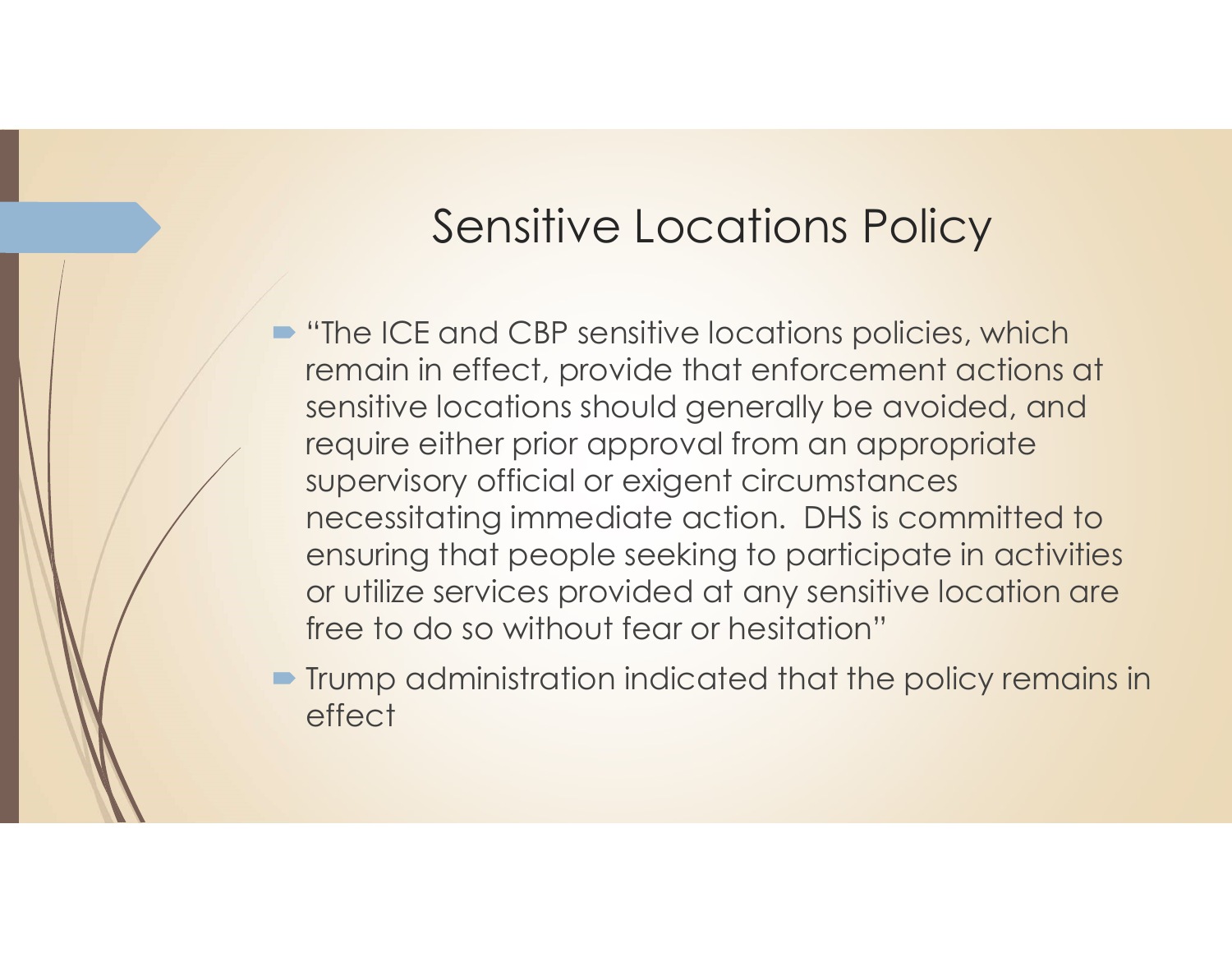# Sensitive Locations Policy

- "The ICE and CBP sensitive locations policies, which remain in effect, provide that enforcement actions at sensitive locations should generally be avoided, and require either prior approval from an appropriate supervisory official or exigent circumstances necessitating immediate action. DHS is committed to ensuring that people seeking to participate in activities or utilize services provided at any sensitive location are free to do so without fear or hesitation"
- Trump administration indicated that the policy remains in effect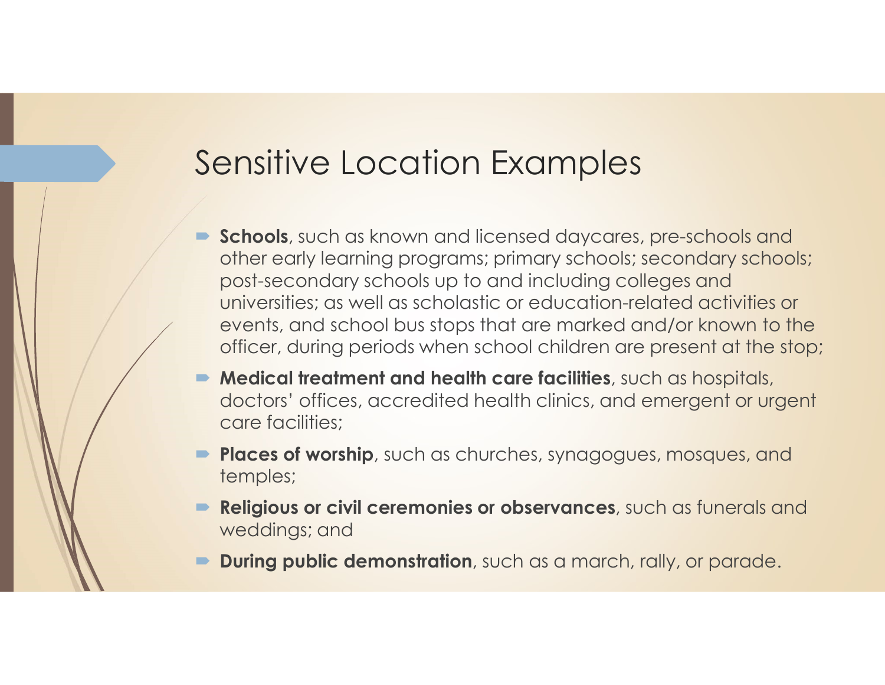# Sensitive Location Examples

- **Schools**, such as known and licensed daycares, pre-schools and other early learning programs; primary schools; secondary schools; post-secondary schools up to and including colleges and universities; as well as scholastic or education-related activities or events, and school bus stops that are marked and/or known to the officer, during periods when school children are present at the stop;
- **Medical treatment and health care facilities**, such as hospitals, doctors' offices, accredited health clinics, and emergent or urgent care facilities;
- **Places of worship**, such as churches, synagogues, mosques, and temples;
- **Religious or civil ceremonies or observances**, such as funerals and weddings; and
- **During public demonstration**, such as a march, rally, or parade.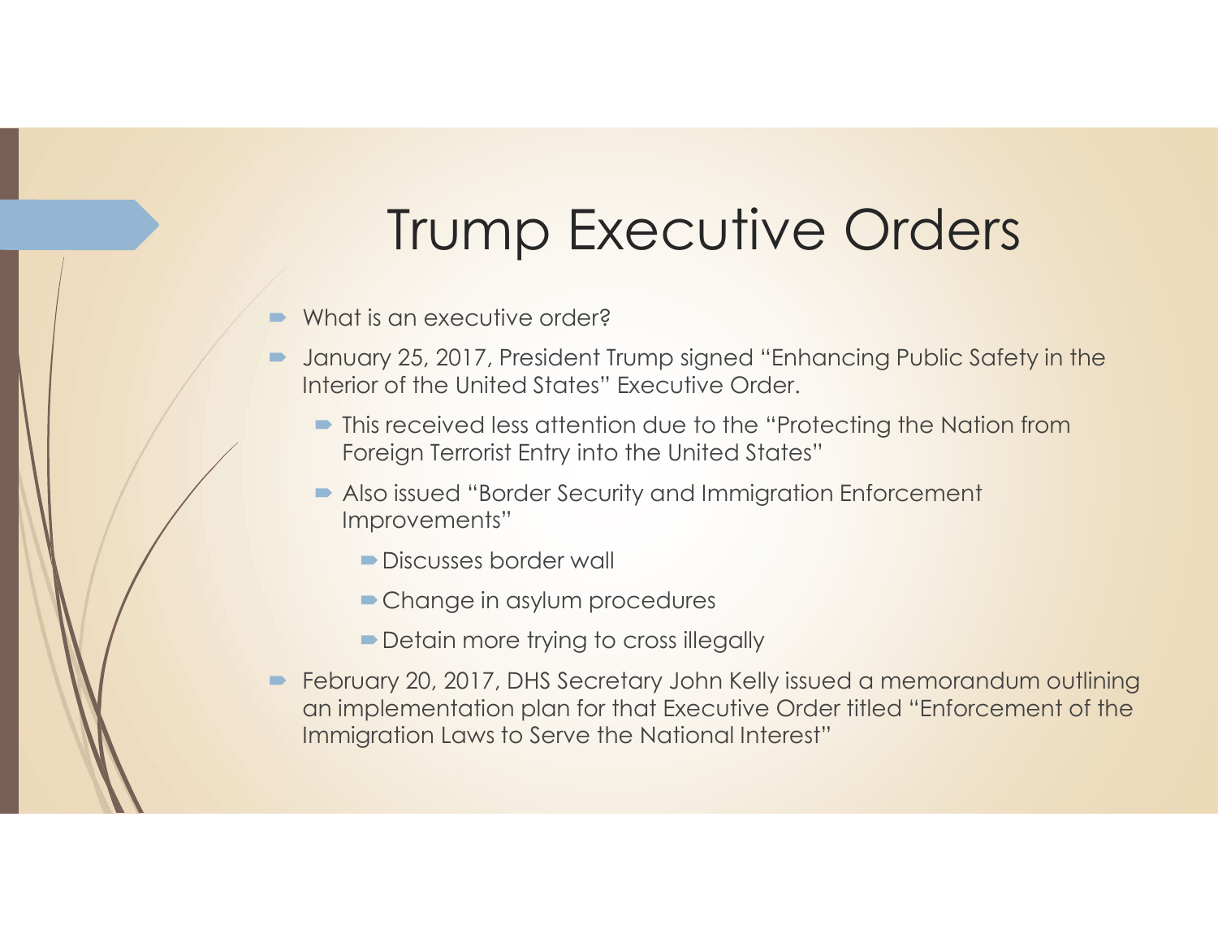# Trump Executive Orders

- What is an executive order?
- January 25, 2017, President Trump signed "Enhancing Public Safety in the Interior of the United States" Executive Order.
  - This received less attention due to the "Protecting the Nation from Foreign Terrorist Entry into the United States"
  - Also issued "Border Security and Immigration Enforcement Improvements"
    - Discusses border wall
    - Change in asylum procedures
    - Detain more trying to cross illegally
- February 20, 2017, DHS Secretary John Kelly issued a memorandum outlining an implementation plan for that Executive Order titled "Enforcement of the Immigration Laws to Serve the National Interest"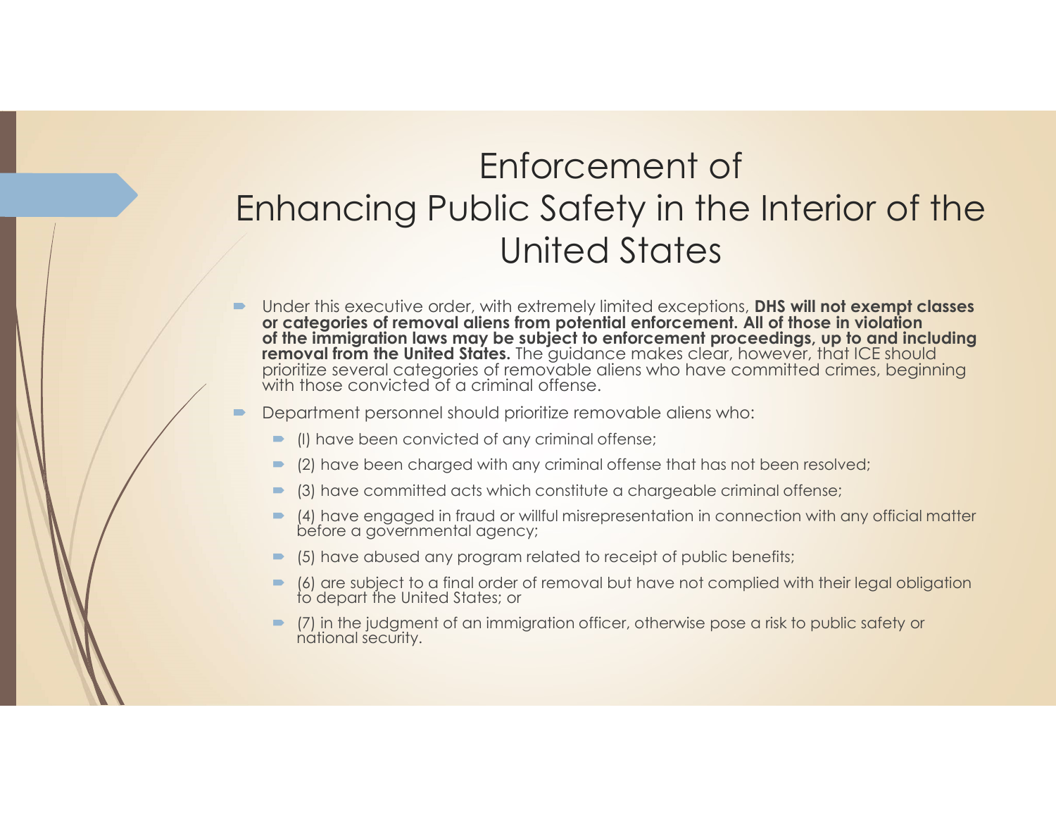# Enforcement of Enhancing Public Safety in the Interior of the United States

- Under this executive order, with extremely limited exceptions, **DHS will not exempt classes or categories of removal aliens from potential enforcement. All of those in violation of the immigration laws may be subject to enforcement proceedings, up to and including removal from the United States.** The guidance makes clear, however, that ICE should prioritize several categories of removable aliens who have committed crimes, beginning with those convicted of a criminal offense.
- Department personnel should prioritize removable aliens who:
  - (l) have been convicted of any criminal offense;
  - (2) have been charged with any criminal offense that has not been resolved;
  - (3) have committed acts which constitute a chargeable criminal offense;
  - (4) have engaged in fraud or willful misrepresentation in connection with any official matter before a governmental agency;
  - (5) have abused any program related to receipt of public benefits;
  - (6) are subject to a final order of removal but have not complied with their legal obligation to depart the United States; or
  - (7) in the judgment of an immigration officer, otherwise pose a risk to public safety or national security.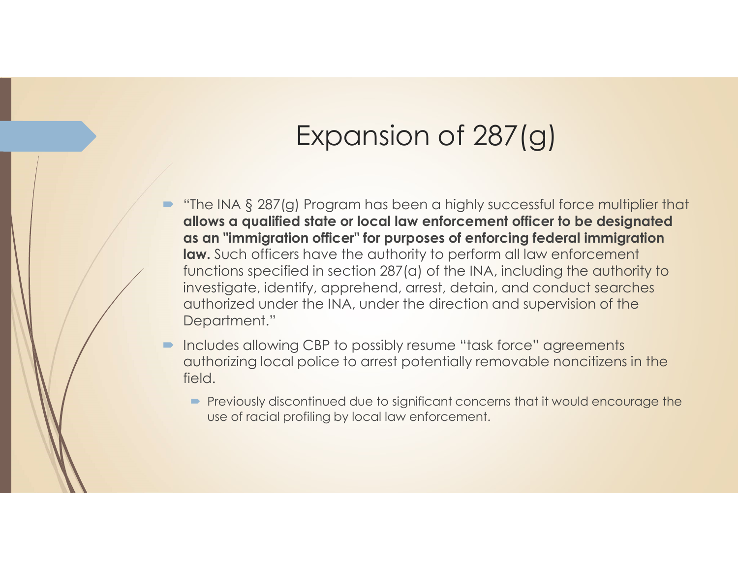# Expansion of 287(g)

- "The INA § 287(g) Program has been a highly successful force multiplier that **allows a qualified state or local law enforcement officer to be designated as an "immigration officer" for purposes of enforcing federal immigration law.** Such officers have the authority to perform all law enforcement functions specified in section 287(a) of the INA, including the authority to investigate, identify, apprehend, arrest, detain, and conduct searches authorized under the INA, under the direction and supervision of the Department."
- Includes allowing CBP to possibly resume "task force" agreements authorizing local police to arrest potentially removable noncitizens in the field.
  - Previously discontinued due to significant concerns that it would encourage the use of racial profiling by local law enforcement.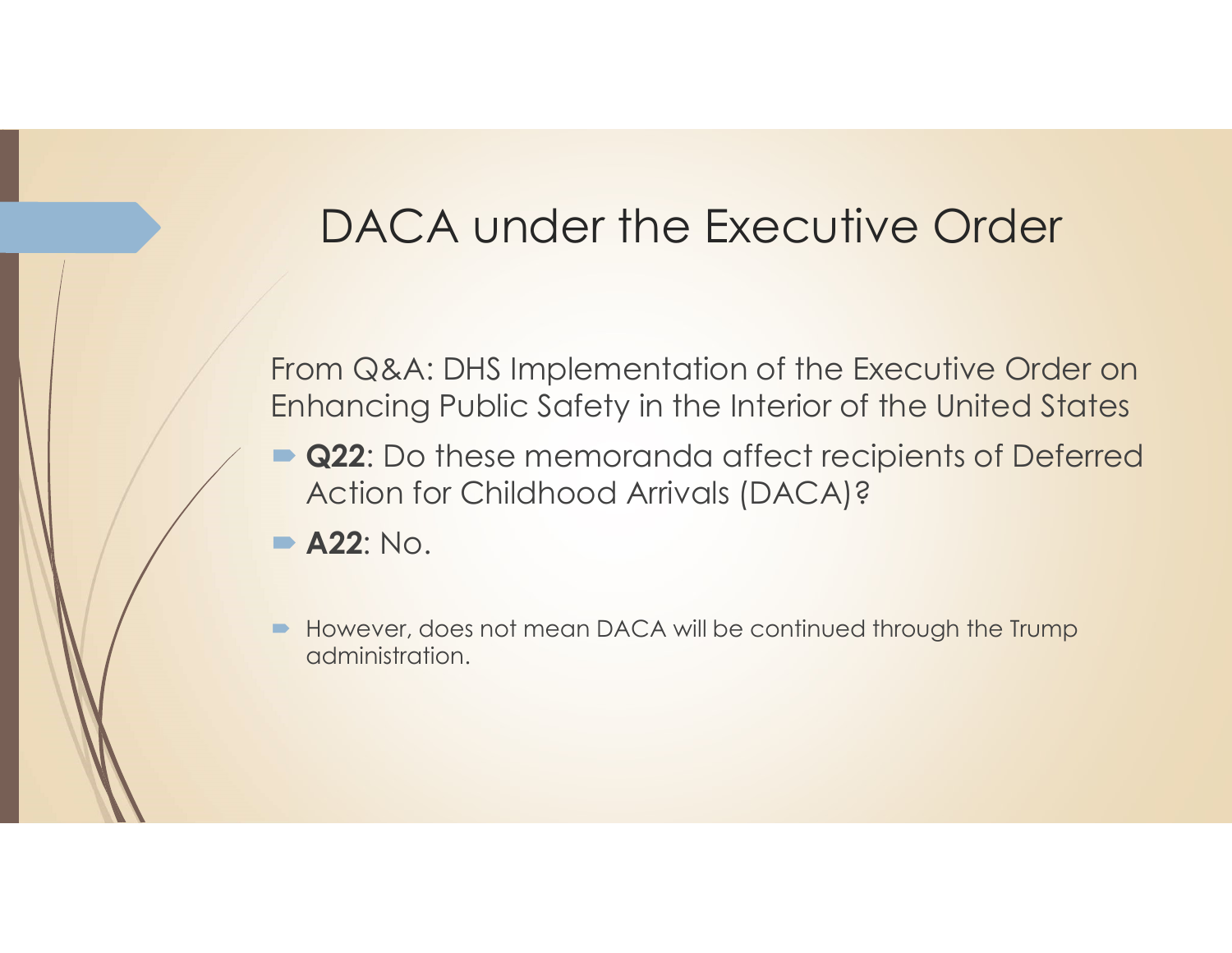# DACA under the Executive Order

From Q&A: DHS Implementation of the Executive Order on Enhancing Public Safety in the Interior of the United States

- **Q22**: Do these memoranda affect recipients of Deferred Action for Childhood Arrivals (DACA)?
- **A22**: No.

- However, does not mean DACA will be continued through the Trump administration.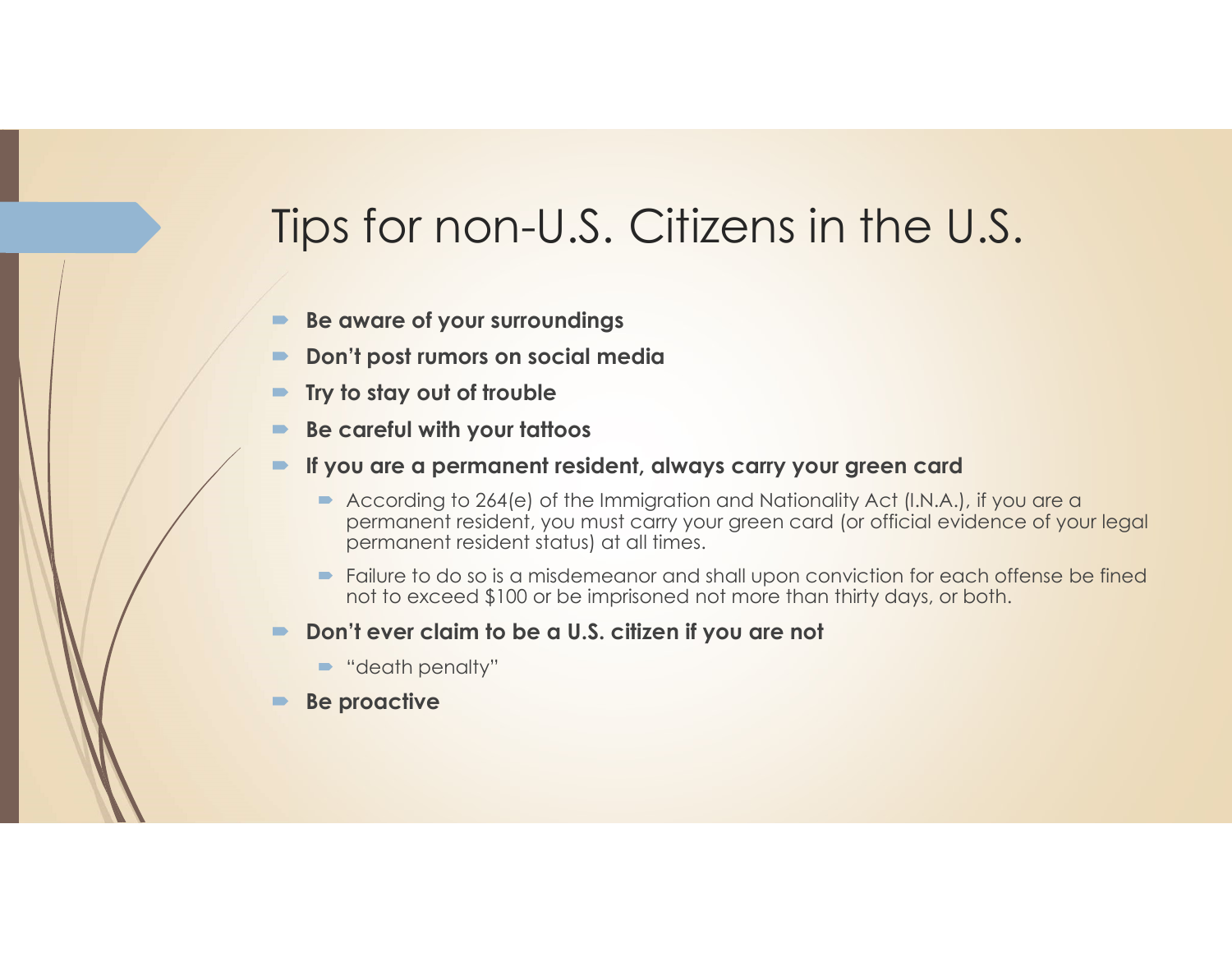# Tips for non-U.S. Citizens in the U.S.

- **Be aware of your surroundings**
- **Don't post rumors on social media**
- **Try to stay out of trouble**
- **Be careful with your tattoos**
- **If you are a permanent resident, always carry your green card**
  - According to 264(e) of the Immigration and Nationality Act (I.N.A.), if you are a permanent resident, you must carry your green card (or official evidence of your legal permanent resident status) at all times.
  - Failure to do so is a misdemeanor and shall upon conviction for each offense be fined not to exceed $100 or be imprisoned not more than thirty days, or both.
- **Don't ever claim to be a U.S. citizen if you are not**
  - "death penalty"
- **Be proactive**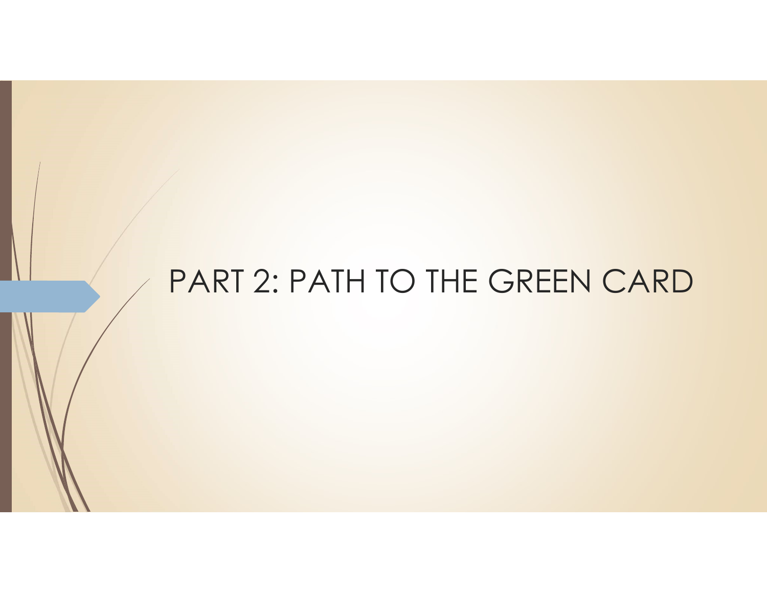# PART 2: PATH TO THE GREEN CARD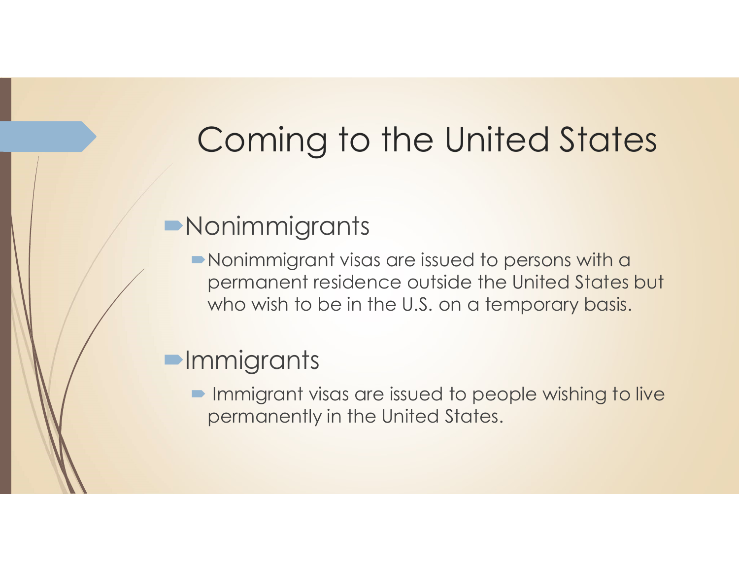# Coming to the United States

- Nonimmigrants
  - Nonimmigrant visas are issued to persons with a permanent residence outside the United States but who wish to be in the U.S. on a temporary basis.
- Immigrants
  - Immigrant visas are issued to people wishing to live permanently in the United States.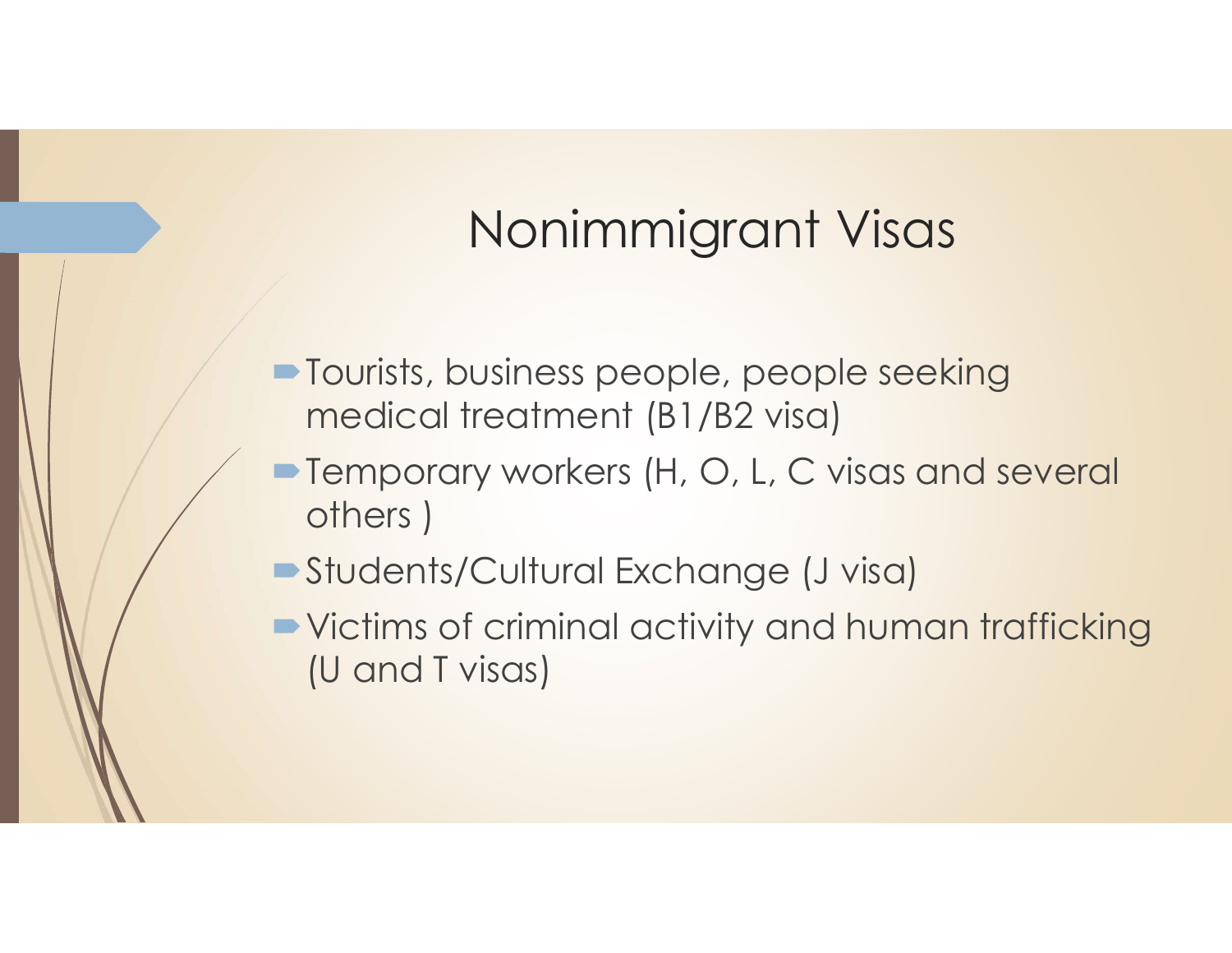# Nonimmigrant Visas

- Tourists, business people, people seeking medical treatment (B1/B2 visa)
- Temporary workers (H, O, L, C visas and several others )
- Students/Cultural Exchange (J visa)
- Victims of criminal activity and human trafficking (U and T visas)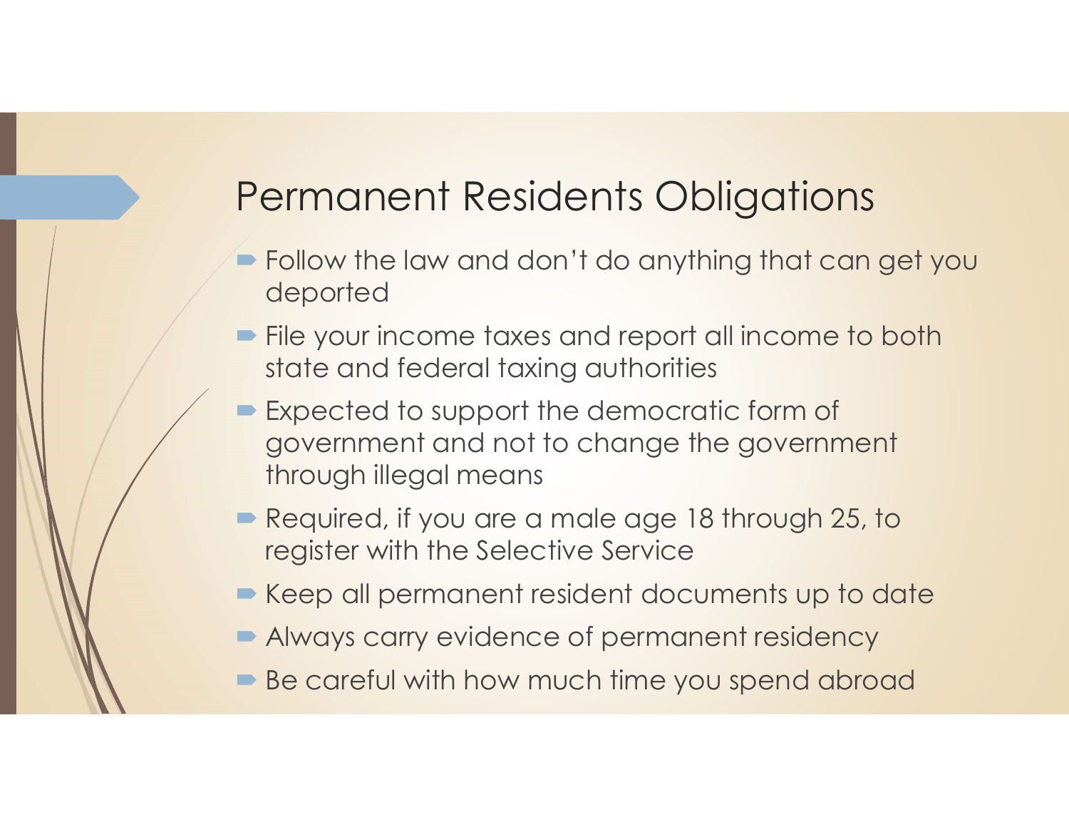# Permanent Residents Obligations

- Follow the law and don’t do anything that can get you deported
- File your income taxes and report all income to both state and federal taxing authorities
- Expected to support the democratic form of government and not to change the government through illegal means
- Required, if you are a male age 18 through 25, to register with the Selective Service
- Keep all permanent resident documents up to date
- Always carry evidence of permanent residency
- Be careful with how much time you spend abroad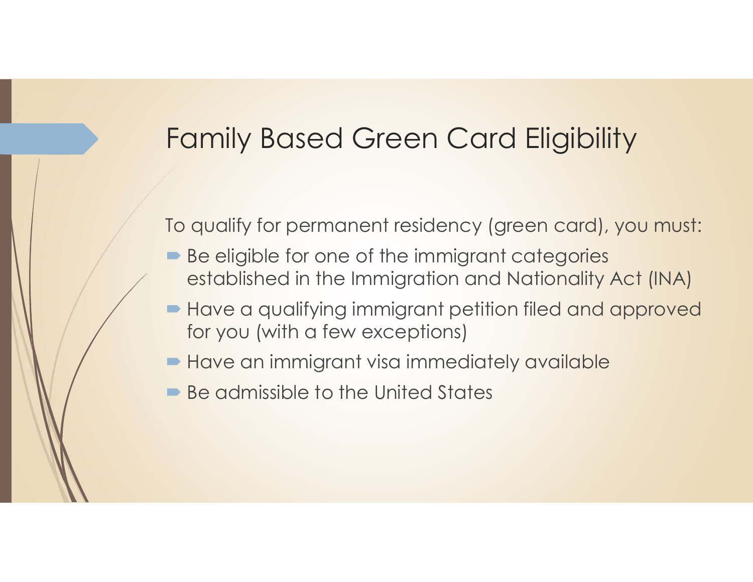# Family Based Green Card Eligibility

To qualify for permanent residency (green card), you must:

- Be eligible for one of the immigrant categories established in the Immigration and Nationality Act (INA)
- Have a qualifying immigrant petition filed and approved for you (with a few exceptions)
- Have an immigrant visa immediately available
- Be admissible to the United States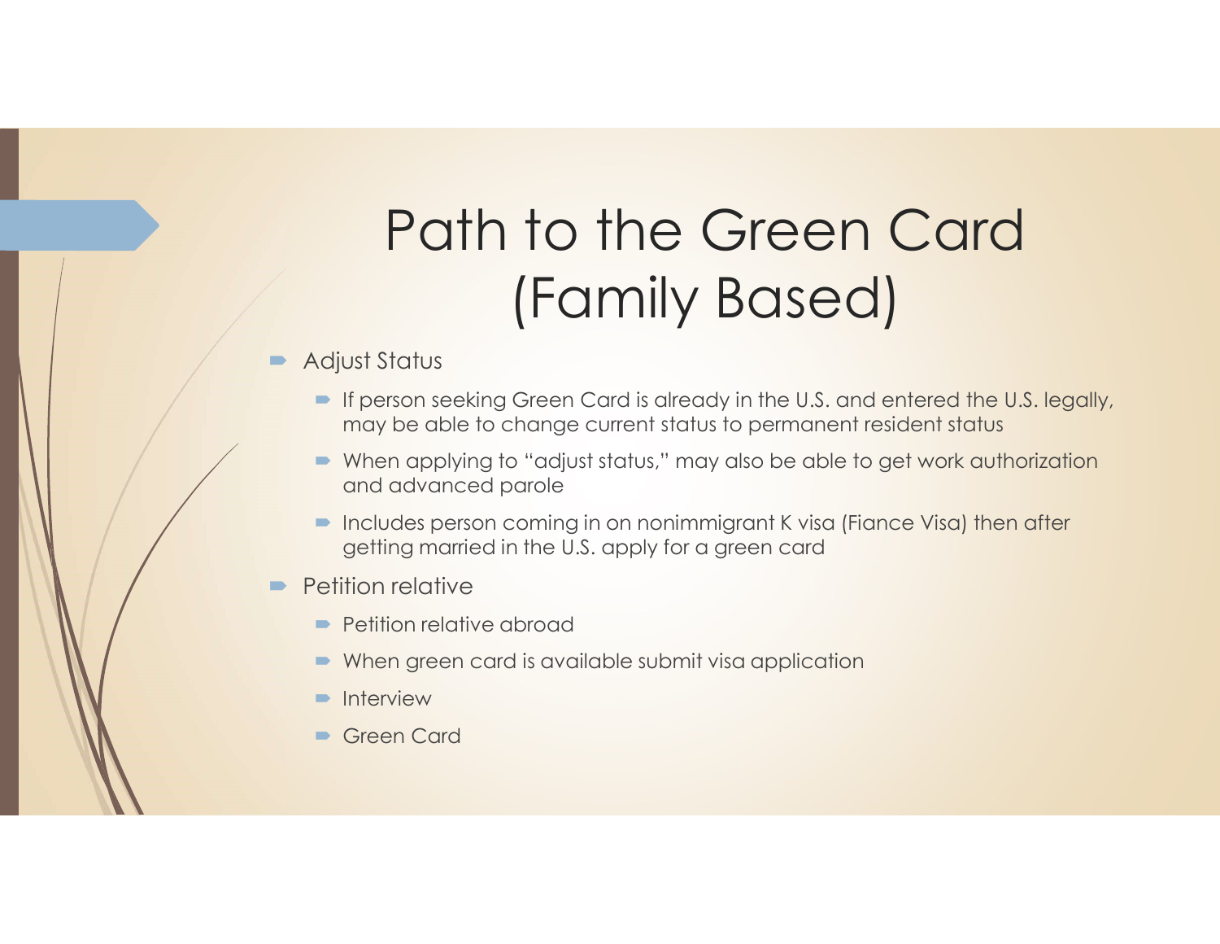# Path to the Green Card (Family Based)

- Adjust Status
  - If person seeking Green Card is already in the U.S. and entered the U.S. legally, may be able to change current status to permanent resident status
  - When applying to "adjust status," may also be able to get work authorization and advanced parole
  - Includes person coming in on nonimmigrant K visa (Fiance Visa) then after getting married in the U.S. apply for a green card
- Petition relative
  - Petition relative abroad
  - When green card is available submit visa application
  - Interview
  - Green Card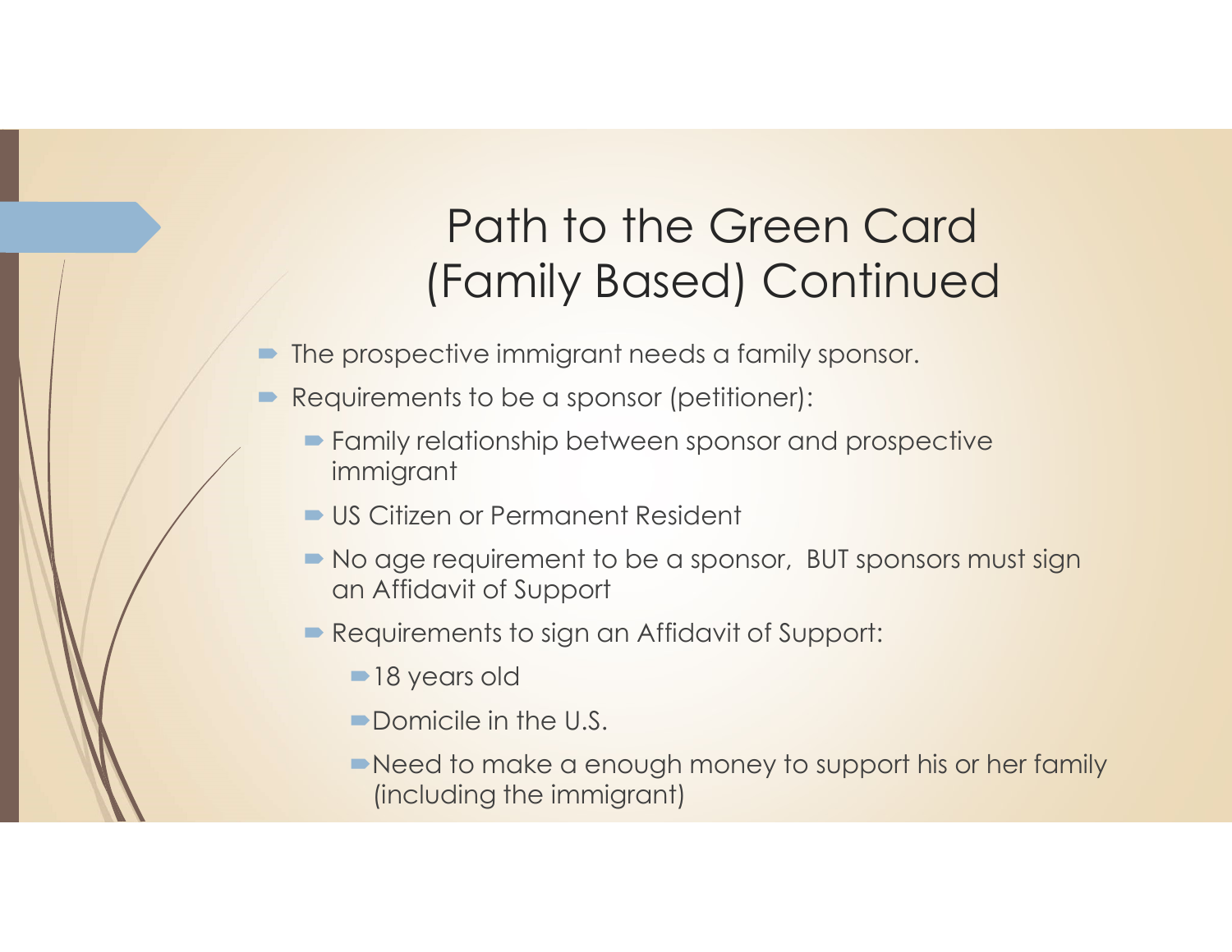# Path to the Green Card (Family Based) Continued

- The prospective immigrant needs a family sponsor.
- Requirements to be a sponsor (petitioner):
  - Family relationship between sponsor and prospective immigrant
  - US Citizen or Permanent Resident
  - No age requirement to be a sponsor,  BUT sponsors must sign an Affidavit of Support
  - Requirements to sign an Affidavit of Support:
    - 18 years old
    - Domicile in the U.S.
    - Need to make a enough money to support his or her family (including the immigrant)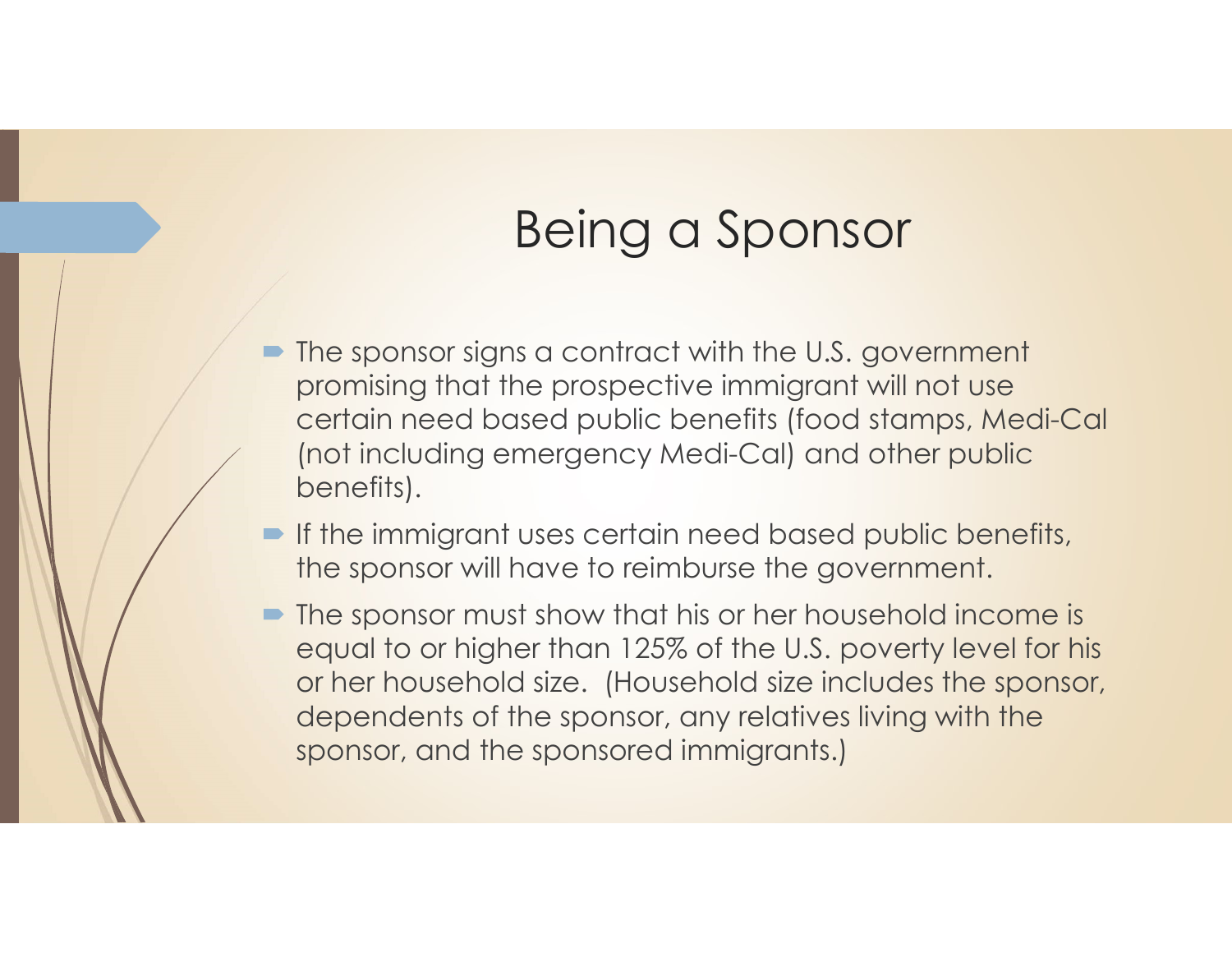# Being a Sponsor

- The sponsor signs a contract with the U.S. government promising that the prospective immigrant will not use certain need based public benefits (food stamps, Medi-Cal (not including emergency Medi-Cal) and other public benefits).
- If the immigrant uses certain need based public benefits, the sponsor will have to reimburse the government.
- The sponsor must show that his or her household income is equal to or higher than 125% of the U.S. poverty level for his or her household size. (Household size includes the sponsor, dependents of the sponsor, any relatives living with the sponsor, and the sponsored immigrants.)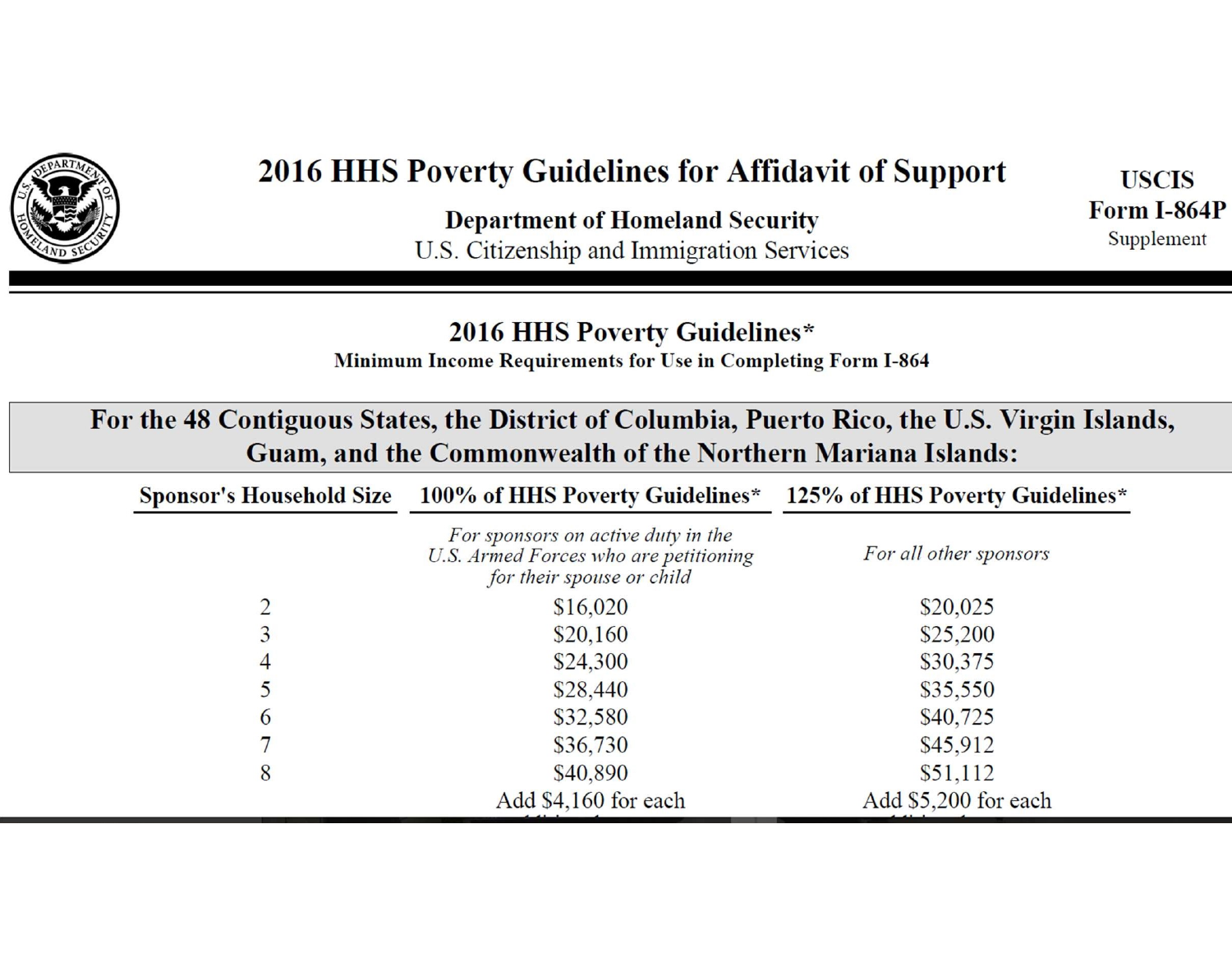# 2016 HHS Poverty Guidelines for Affidavit of Support

**Department of Homeland Security**
U.S. Citizenship and Immigration Services

**USCIS Form I-864P** Supplement

## 2016 HHS Poverty Guidelines*

**Minimum Income Requirements for Use in Completing Form I-864**

### For the 48 Contiguous States, the District of Columbia, Puerto Rico, the U.S. Virgin Islands, Guam, and the Commonwealth of the Northern Mariana Islands:

| Sponsor's Household Size | 100% of HHS Poverty Guidelines* | 125% of HHS Poverty Guidelines* |
|---|---|---|
| | *For sponsors on active duty in the U.S. Armed Forces who are petitioning for their spouse or child* | *For all other sponsors* |
| 2 | $16,020 | $20,025 |
| 3 | $20,160 | $25,200 |
| 4 | $24,300 | $30,375 |
| 5 | $28,440 | $35,550 |
| 6 | $32,580 | $40,725 |
| 7 | $36,730 | $45,912 |
| 8 | $40,890 | $51,112 |
| | Add $4,160 for each | Add $5,200 for each |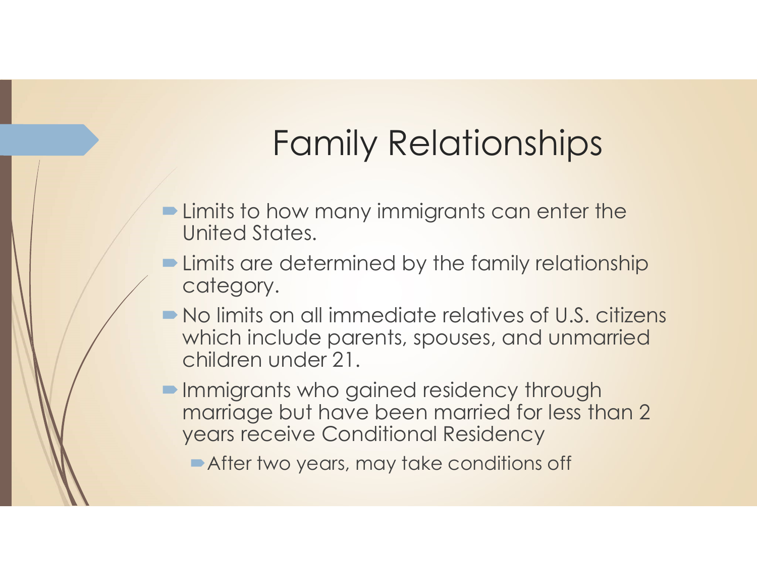# Family Relationships

- Limits to how many immigrants can enter the United States.
- Limits are determined by the family relationship category.
- No limits on all immediate relatives of U.S. citizens which include parents, spouses, and unmarried children under 21.
- Immigrants who gained residency through marriage but have been married for less than 2 years receive Conditional Residency
  - After two years, may take conditions off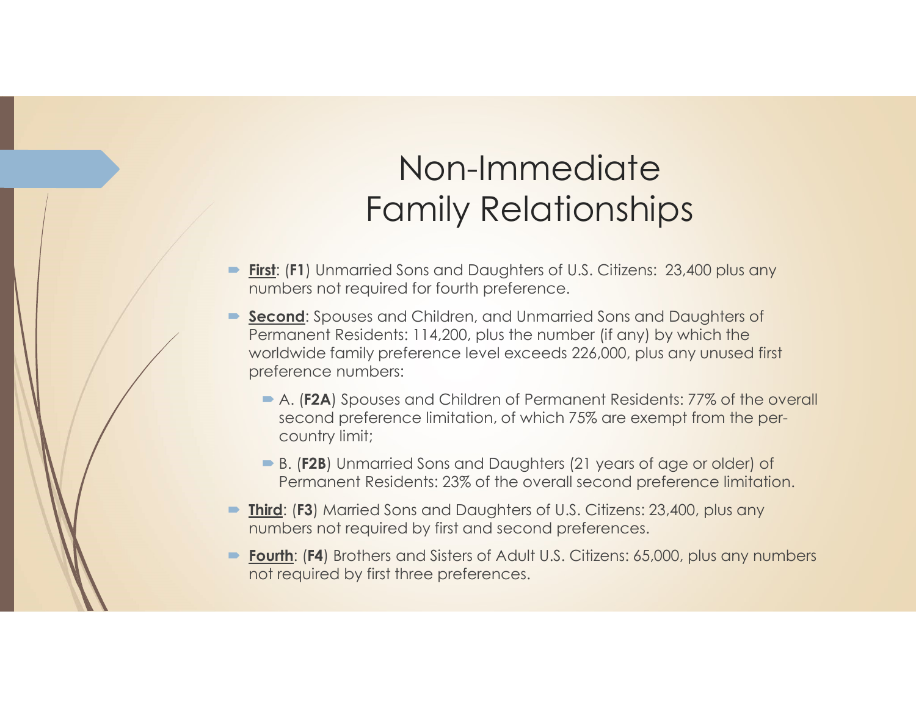# Non-Immediate Family Relationships

- **First**: (**F1**) Unmarried Sons and Daughters of U.S. Citizens: 23,400 plus any numbers not required for fourth preference.
- **Second**: Spouses and Children, and Unmarried Sons and Daughters of Permanent Residents: 114,200, plus the number (if any) by which the worldwide family preference level exceeds 226,000, plus any unused first preference numbers:
  - A. (**F2A**) Spouses and Children of Permanent Residents: 77% of the overall second preference limitation, of which 75% are exempt from the per-country limit;
  - B. (**F2B**) Unmarried Sons and Daughters (21 years of age or older) of Permanent Residents: 23% of the overall second preference limitation.
- **Third**: (**F3**) Married Sons and Daughters of U.S. Citizens: 23,400, plus any numbers not required by first and second preferences.
- **Fourth**: (**F4**) Brothers and Sisters of Adult U.S. Citizens: 65,000, plus any numbers not required by first three preferences.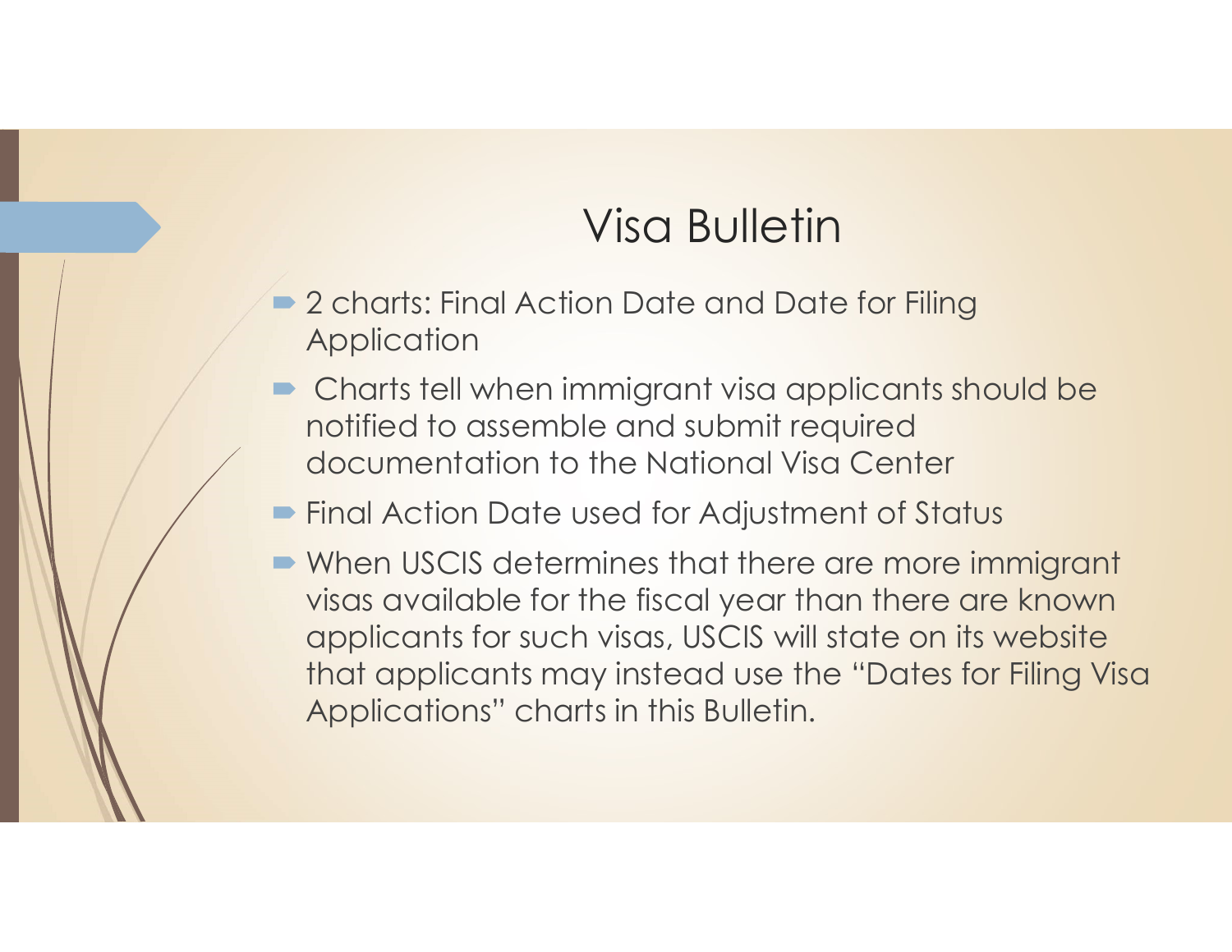# Visa Bulletin

- 2 charts: Final Action Date and Date for Filing Application
- Charts tell when immigrant visa applicants should be notified to assemble and submit required documentation to the National Visa Center
- Final Action Date used for Adjustment of Status
- When USCIS determines that there are more immigrant visas available for the fiscal year than there are known applicants for such visas, USCIS will state on its website that applicants may instead use the "Dates for Filing Visa Applications" charts in this Bulletin.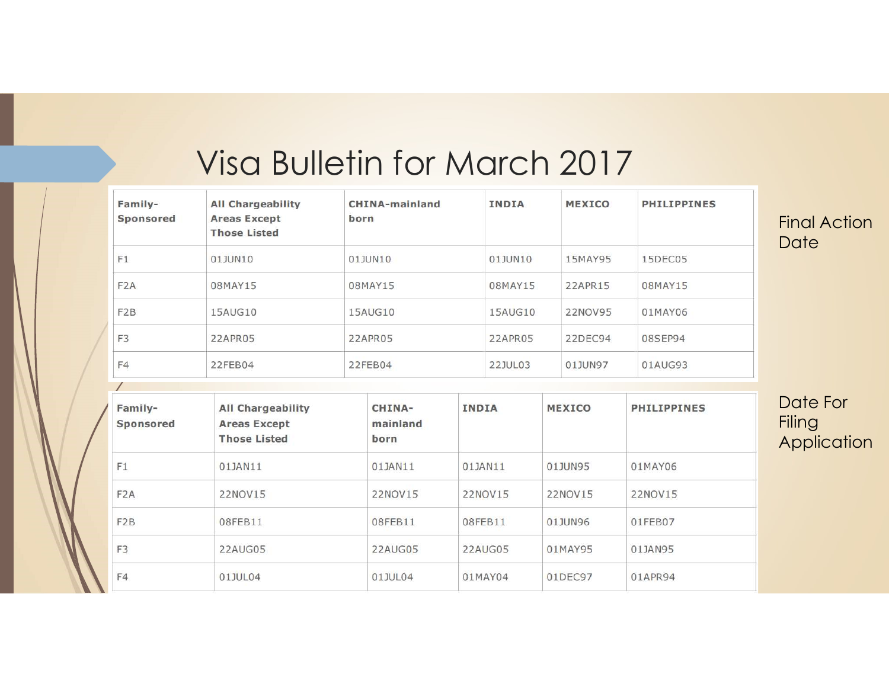# Visa Bulletin for March 2017

Final Action Date

| Family-Sponsored | All Chargeability Areas Except Those Listed | CHINA-mainland born | INDIA | MEXICO | PHILIPPINES |
|---|---|---|---|---|---|
| F1 | 01JUN10 | 01JUN10 | 01JUN10 | 15MAY95 | 15DEC05 |
| F2A | 08MAY15 | 08MAY15 | 08MAY15 | 22APR15 | 08MAY15 |
| F2B | 15AUG10 | 15AUG10 | 15AUG10 | 22NOV95 | 01MAY06 |
| F3 | 22APR05 | 22APR05 | 22APR05 | 22DEC94 | 08SEP94 |
| F4 | 22FEB04 | 22FEB04 | 22JUL03 | 01JUN97 | 01AUG93 |

Date For Filing Application

| Family-Sponsored | All Chargeability Areas Except Those Listed | CHINA-mainland born | INDIA | MEXICO | PHILIPPINES |
|---|---|---|---|---|---|
| F1 | 01JAN11 | 01JAN11 | 01JAN11 | 01JUN95 | 01MAY06 |
| F2A | 22NOV15 | 22NOV15 | 22NOV15 | 22NOV15 | 22NOV15 |
| F2B | 08FEB11 | 08FEB11 | 08FEB11 | 01JUN96 | 01FEB07 |
| F3 | 22AUG05 | 22AUG05 | 22AUG05 | 01MAY95 | 01JAN95 |
| F4 | 01JUL04 | 01JUL04 | 01MAY04 | 01DEC97 | 01APR94 |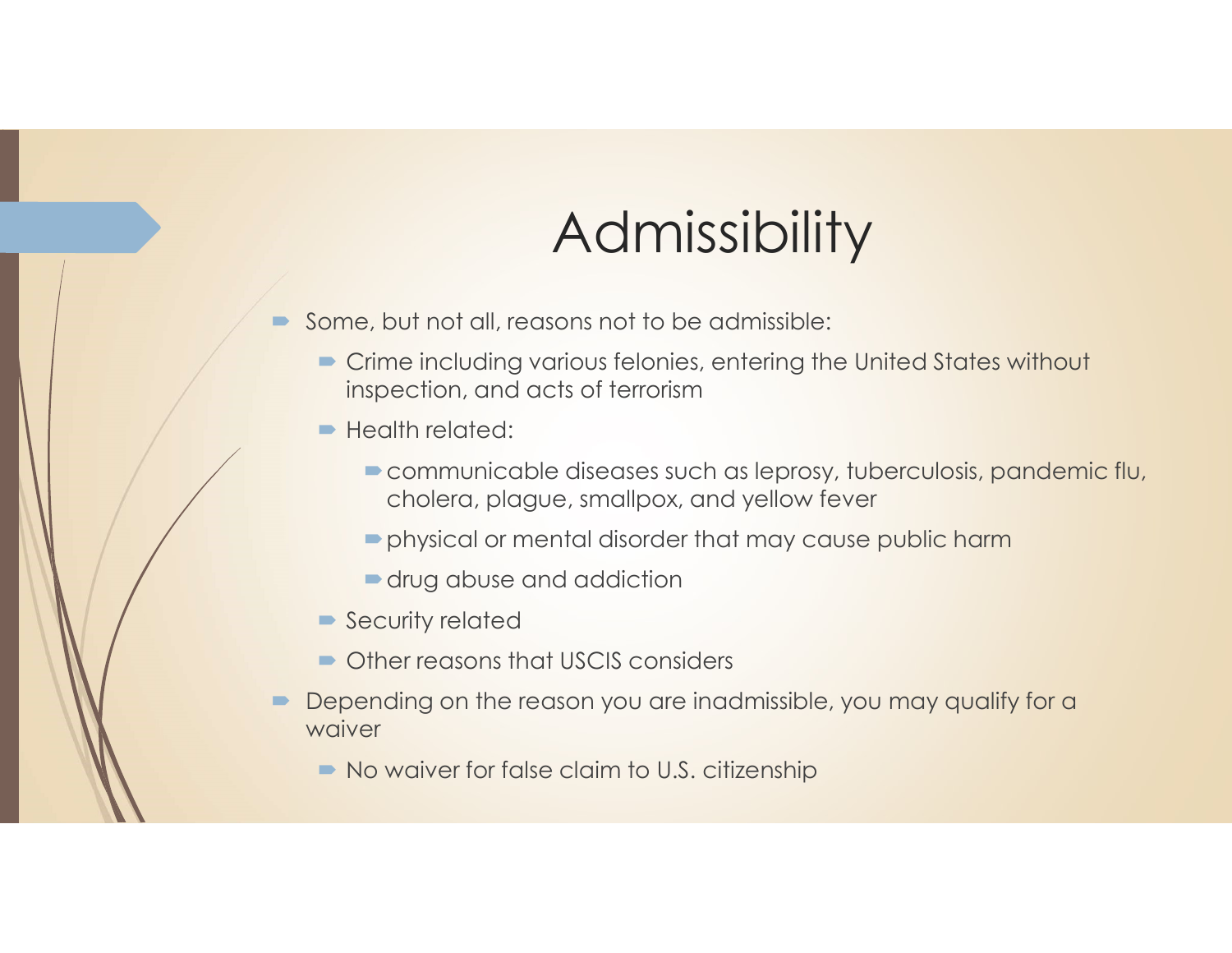# Admissibility

- Some, but not all, reasons not to be admissible:
  - Crime including various felonies, entering the United States without inspection, and acts of terrorism
  - Health related:
    - communicable diseases such as leprosy, tuberculosis, pandemic flu, cholera, plague, smallpox, and yellow fever
    - physical or mental disorder that may cause public harm
    - drug abuse and addiction
  - Security related
  - Other reasons that USCIS considers
- Depending on the reason you are inadmissible, you may qualify for a waiver
  - No waiver for false claim to U.S. citizenship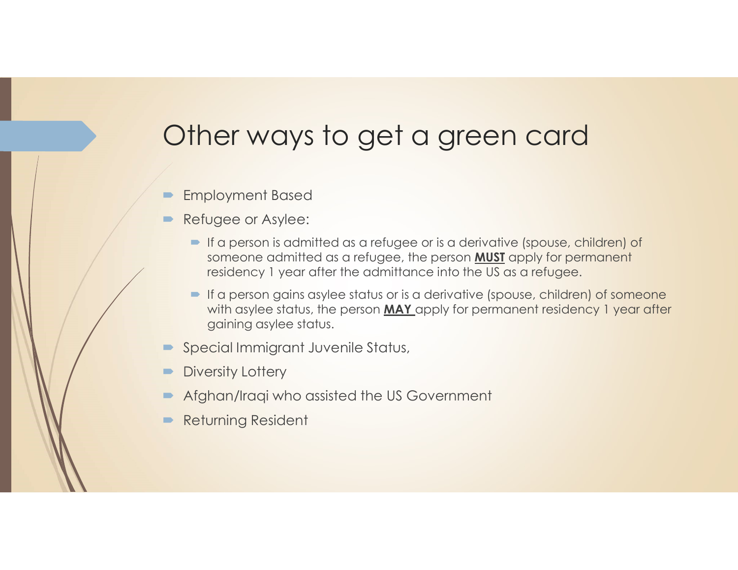# Other ways to get a green card

- Employment Based
- Refugee or Asylee:
  - If a person is admitted as a refugee or is a derivative (spouse, children) of someone admitted as a refugee, the person **MUST** apply for permanent residency 1 year after the admittance into the US as a refugee.
  - If a person gains asylee status or is a derivative (spouse, children) of someone with asylee status, the person **MAY** apply for permanent residency 1 year after gaining asylee status.
- Special Immigrant Juvenile Status,
- Diversity Lottery
- Afghan/Iraqi who assisted the US Government
- Returning Resident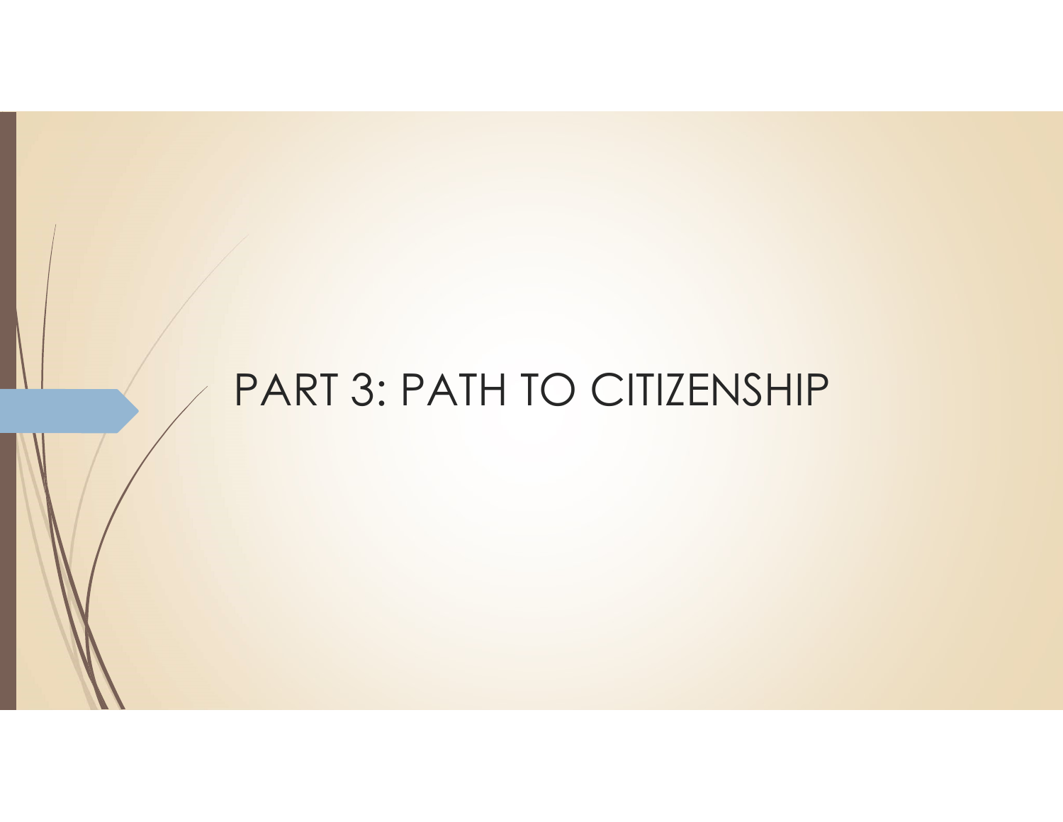# PART 3: PATH TO CITIZENSHIP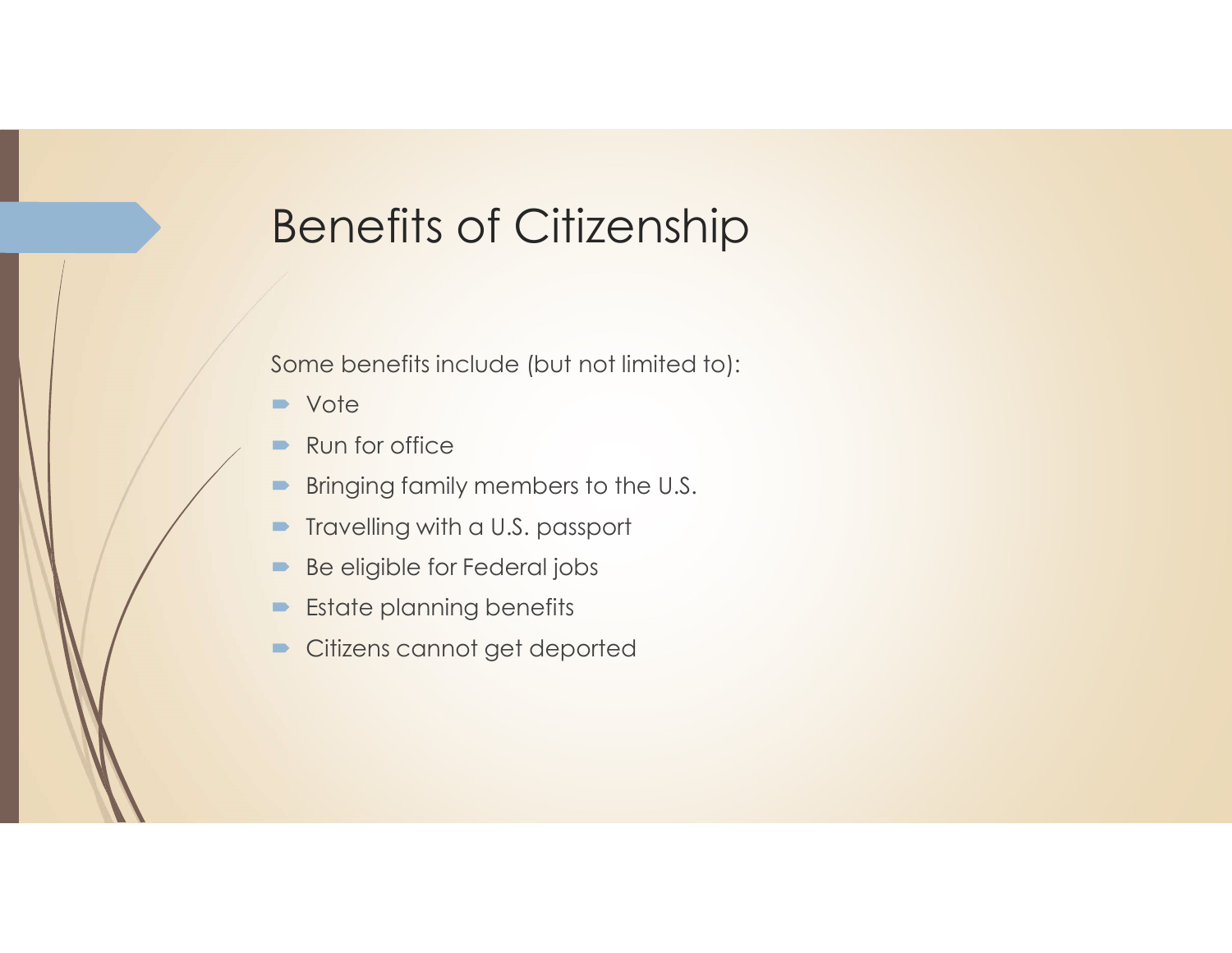# Benefits of Citizenship

Some benefits include (but not limited to):

- Vote
- Run for office
- Bringing family members to the U.S.
- Travelling with a U.S. passport
- Be eligible for Federal jobs
- Estate planning benefits
- Citizens cannot get deported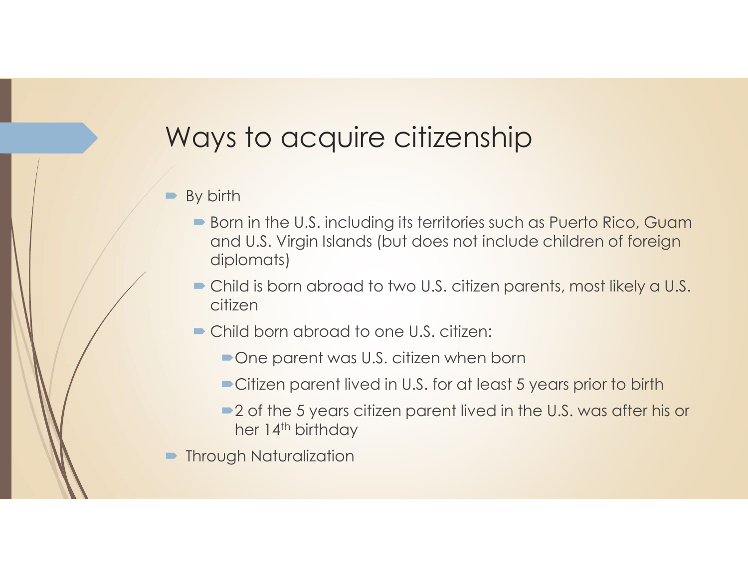# Ways to acquire citizenship

- By birth
  - Born in the U.S. including its territories such as Puerto Rico, Guam and U.S. Virgin Islands (but does not include children of foreign diplomats)
  - Child is born abroad to two U.S. citizen parents, most likely a U.S. citizen
  - Child born abroad to one U.S. citizen:
    - One parent was U.S. citizen when born
    - Citizen parent lived in U.S. for at least 5 years prior to birth
    - 2 of the 5 years citizen parent lived in the U.S. was after his or her 14th birthday
- Through Naturalization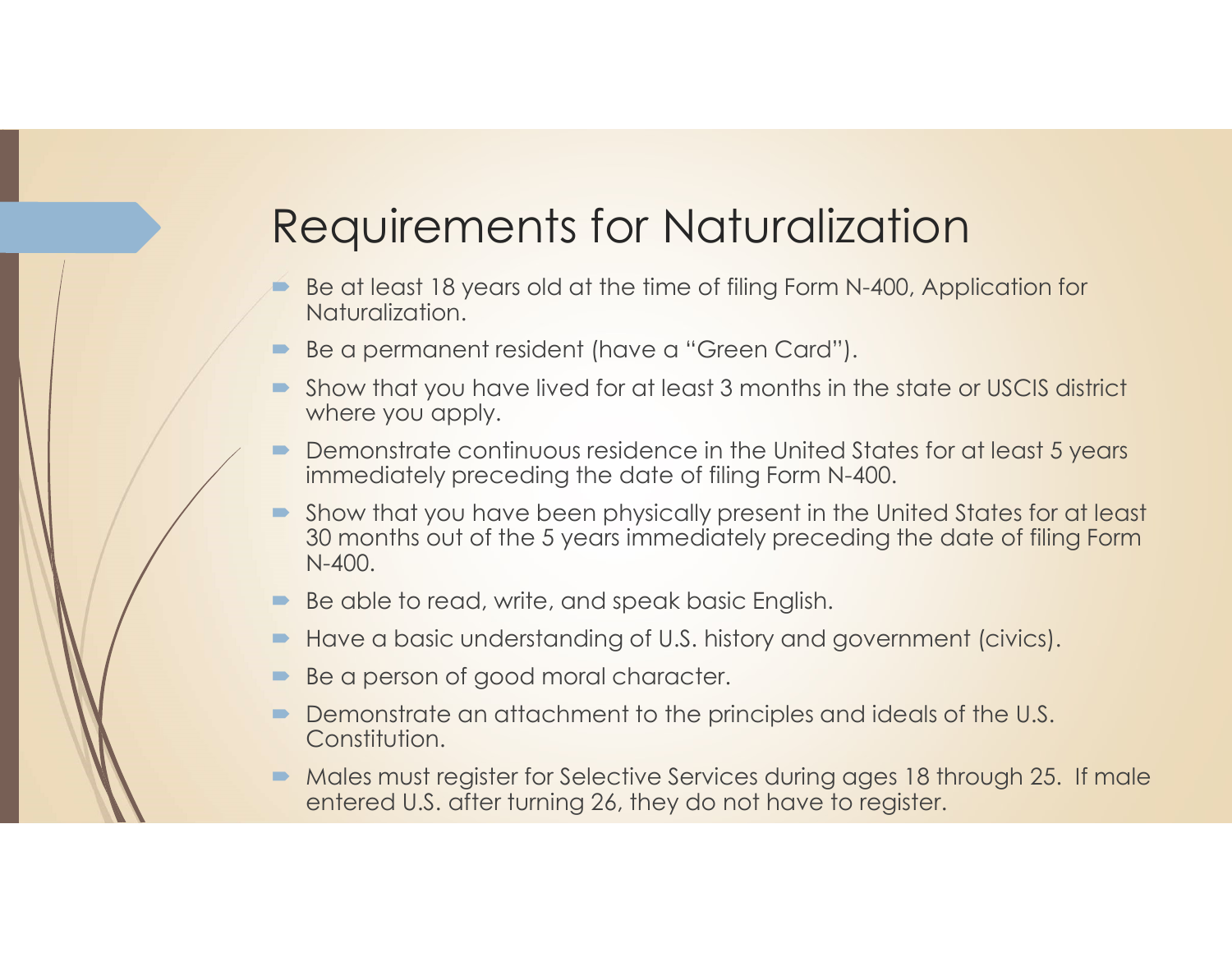# Requirements for Naturalization

- Be at least 18 years old at the time of filing Form N-400, Application for Naturalization.
- Be a permanent resident (have a "Green Card").
- Show that you have lived for at least 3 months in the state or USCIS district where you apply.
- Demonstrate continuous residence in the United States for at least 5 years immediately preceding the date of filing Form N-400.
- Show that you have been physically present in the United States for at least 30 months out of the 5 years immediately preceding the date of filing Form N-400.
- Be able to read, write, and speak basic English.
- Have a basic understanding of U.S. history and government (civics).
- Be a person of good moral character.
- Demonstrate an attachment to the principles and ideals of the U.S. Constitution.
- Males must register for Selective Services during ages 18 through 25. If male entered U.S. after turning 26, they do not have to register.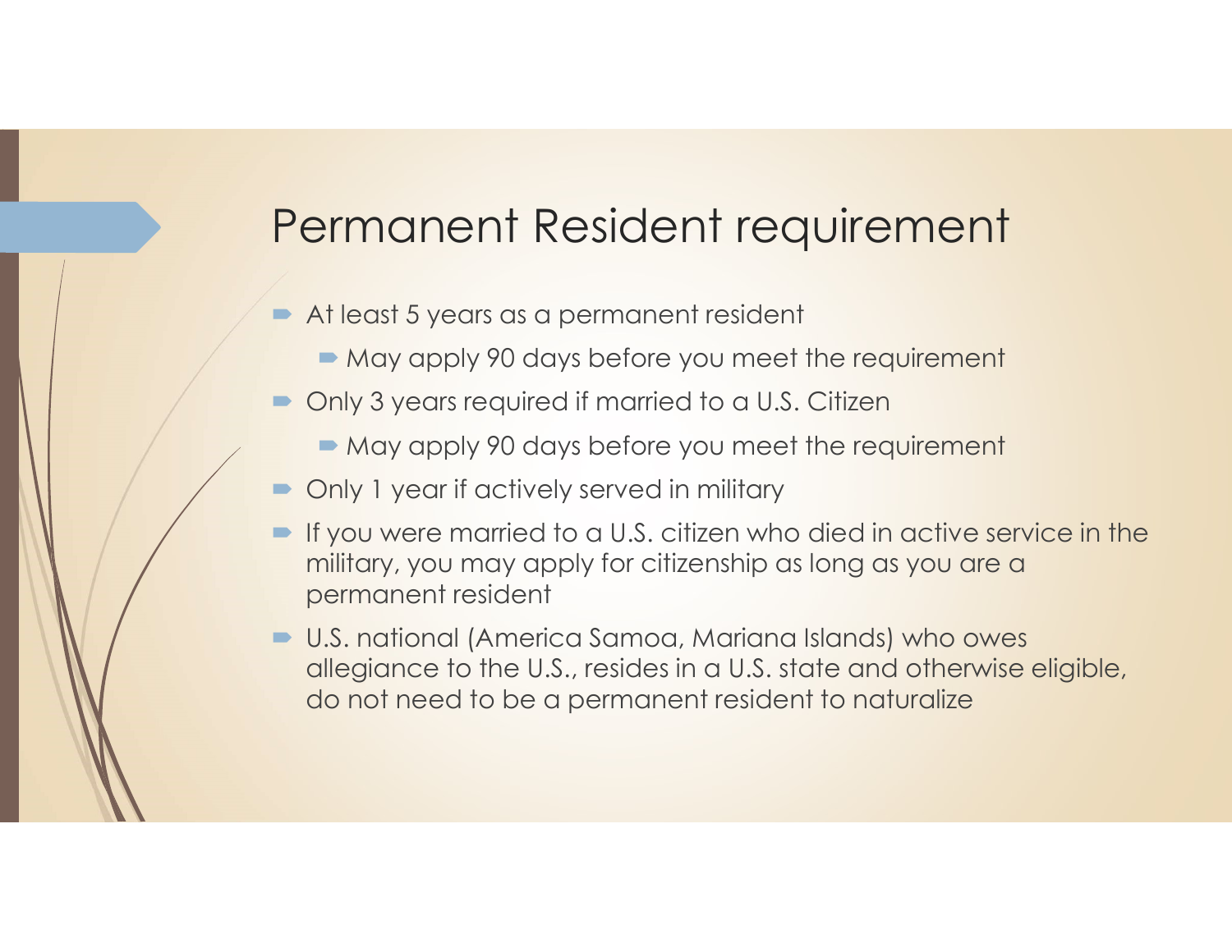# Permanent Resident requirement

- At least 5 years as a permanent resident
  - May apply 90 days before you meet the requirement
- Only 3 years required if married to a U.S. Citizen
  - May apply 90 days before you meet the requirement
- Only 1 year if actively served in military
- If you were married to a U.S. citizen who died in active service in the military, you may apply for citizenship as long as you are a permanent resident
- U.S. national (America Samoa, Mariana Islands) who owes allegiance to the U.S., resides in a U.S. state and otherwise eligible, do not need to be a permanent resident to naturalize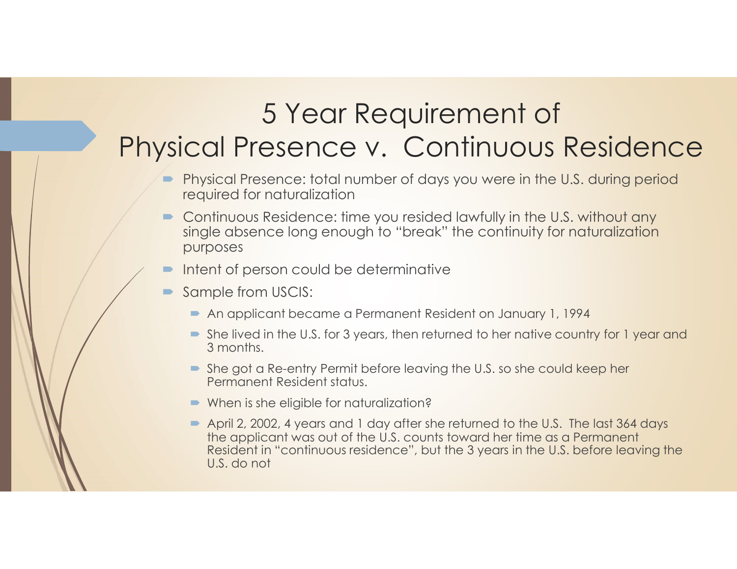# 5 Year Requirement of Physical Presence v. Continuous Residence

- Physical Presence: total number of days you were in the U.S. during period required for naturalization
- Continuous Residence: time you resided lawfully in the U.S. without any single absence long enough to "break" the continuity for naturalization purposes
- Intent of person could be determinative
- Sample from USCIS:
  - An applicant became a Permanent Resident on January 1, 1994
  - She lived in the U.S. for 3 years, then returned to her native country for 1 year and 3 months.
  - She got a Re-entry Permit before leaving the U.S. so she could keep her Permanent Resident status.
  - When is she eligible for naturalization?
  - April 2, 2002, 4 years and 1 day after she returned to the U.S. The last 364 days the applicant was out of the U.S. counts toward her time as a Permanent Resident in "continuous residence", but the 3 years in the U.S. before leaving the U.S. do not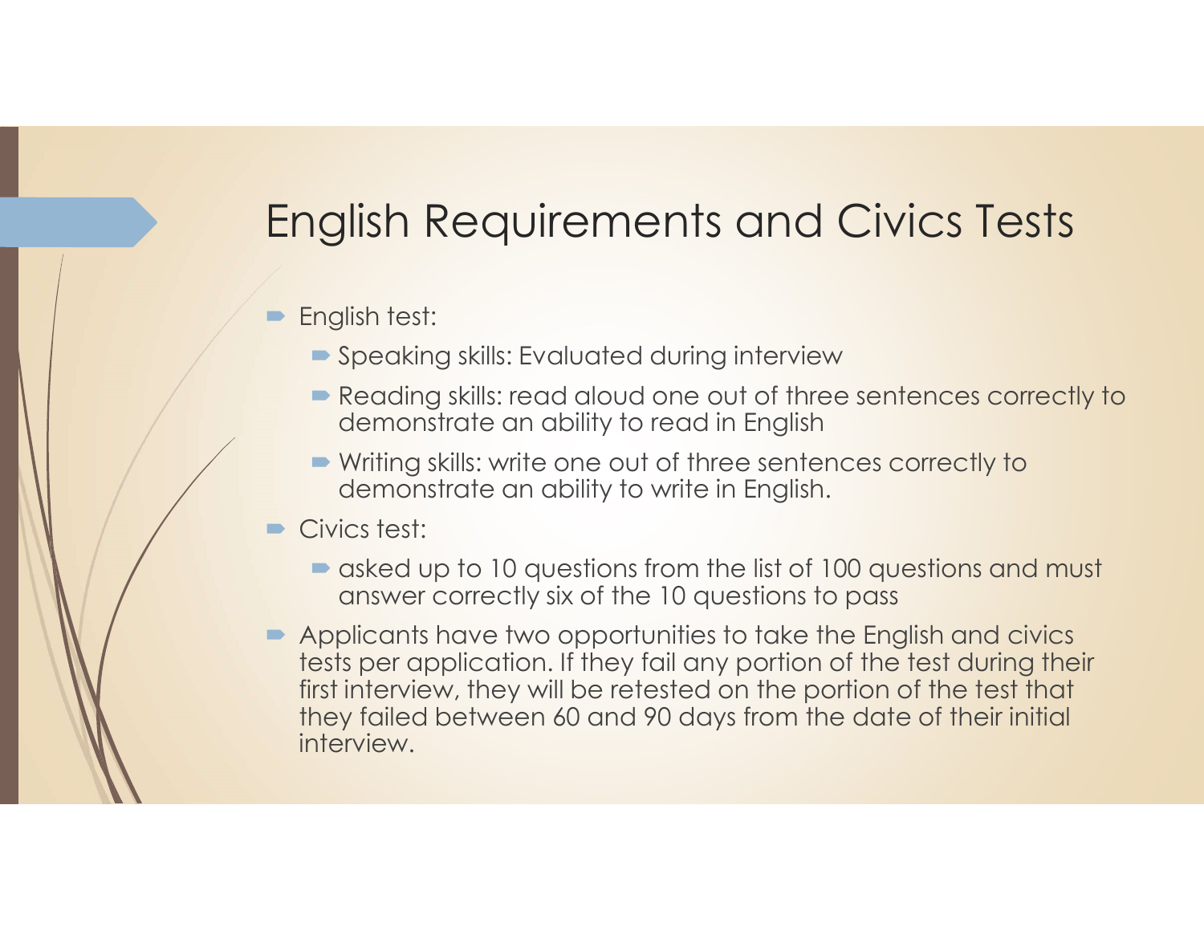# English Requirements and Civics Tests

- English test:
  - Speaking skills: Evaluated during interview
  - Reading skills: read aloud one out of three sentences correctly to demonstrate an ability to read in English
  - Writing skills: write one out of three sentences correctly to demonstrate an ability to write in English.
- Civics test:
  - asked up to 10 questions from the list of 100 questions and must answer correctly six of the 10 questions to pass
- Applicants have two opportunities to take the English and civics tests per application. If they fail any portion of the test during their first interview, they will be retested on the portion of the test that they failed between 60 and 90 days from the date of their initial interview.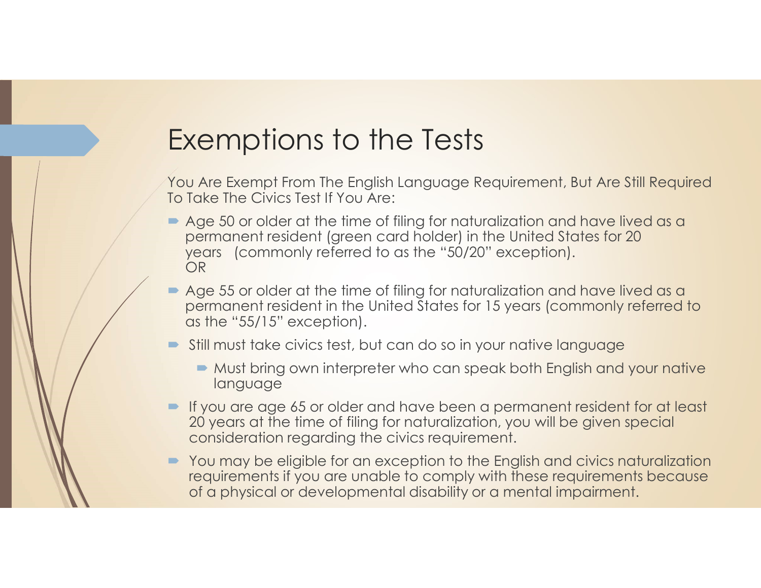# Exemptions to the Tests

You Are Exempt From The English Language Requirement, But Are Still Required To Take The Civics Test If You Are:

- Age 50 or older at the time of filing for naturalization and have lived as a permanent resident (green card holder) in the United States for 20 years (commonly referred to as the "50/20" exception). OR
- Age 55 or older at the time of filing for naturalization and have lived as a permanent resident in the United States for 15 years (commonly referred to as the "55/15" exception).
- Still must take civics test, but can do so in your native language
  - Must bring own interpreter who can speak both English and your native language
- If you are age 65 or older and have been a permanent resident for at least 20 years at the time of filing for naturalization, you will be given special consideration regarding the civics requirement.
- You may be eligible for an exception to the English and civics naturalization requirements if you are unable to comply with these requirements because of a physical or developmental disability or a mental impairment.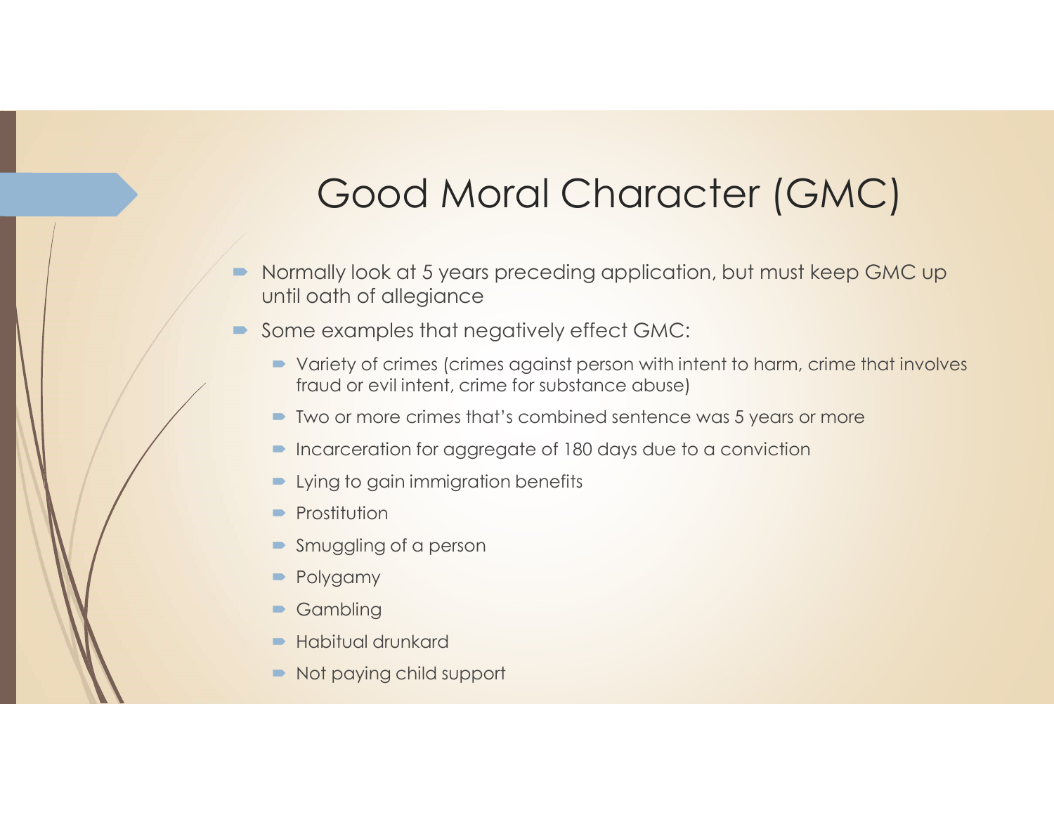# Good Moral Character (GMC)

- Normally look at 5 years preceding application, but must keep GMC up until oath of allegiance
- Some examples that negatively effect GMC:
  - Variety of crimes (crimes against person with intent to harm, crime that involves fraud or evil intent, crime for substance abuse)
  - Two or more crimes that's combined sentence was 5 years or more
  - Incarceration for aggregate of 180 days due to a conviction
  - Lying to gain immigration benefits
  - Prostitution
  - Smuggling of a person
  - Polygamy
  - Gambling
  - Habitual drunkard
  - Not paying child support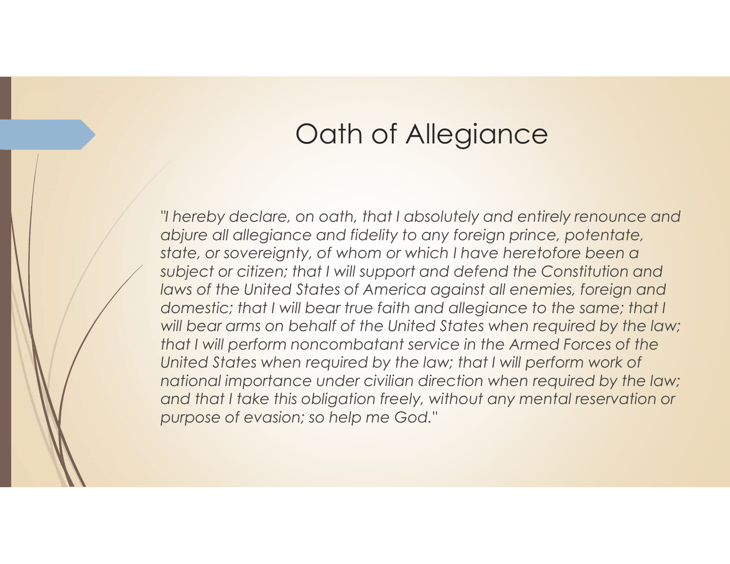# Oath of Allegiance

*"I hereby declare, on oath, that I absolutely and entirely renounce and abjure all allegiance and fidelity to any foreign prince, potentate, state, or sovereignty, of whom or which I have heretofore been a subject or citizen; that I will support and defend the Constitution and laws of the United States of America against all enemies, foreign and domestic; that I will bear true faith and allegiance to the same; that I will bear arms on behalf of the United States when required by the law; that I will perform noncombatant service in the Armed Forces of the United States when required by the law; that I will perform work of national importance under civilian direction when required by the law; and that I take this obligation freely, without any mental reservation or purpose of evasion; so help me God."*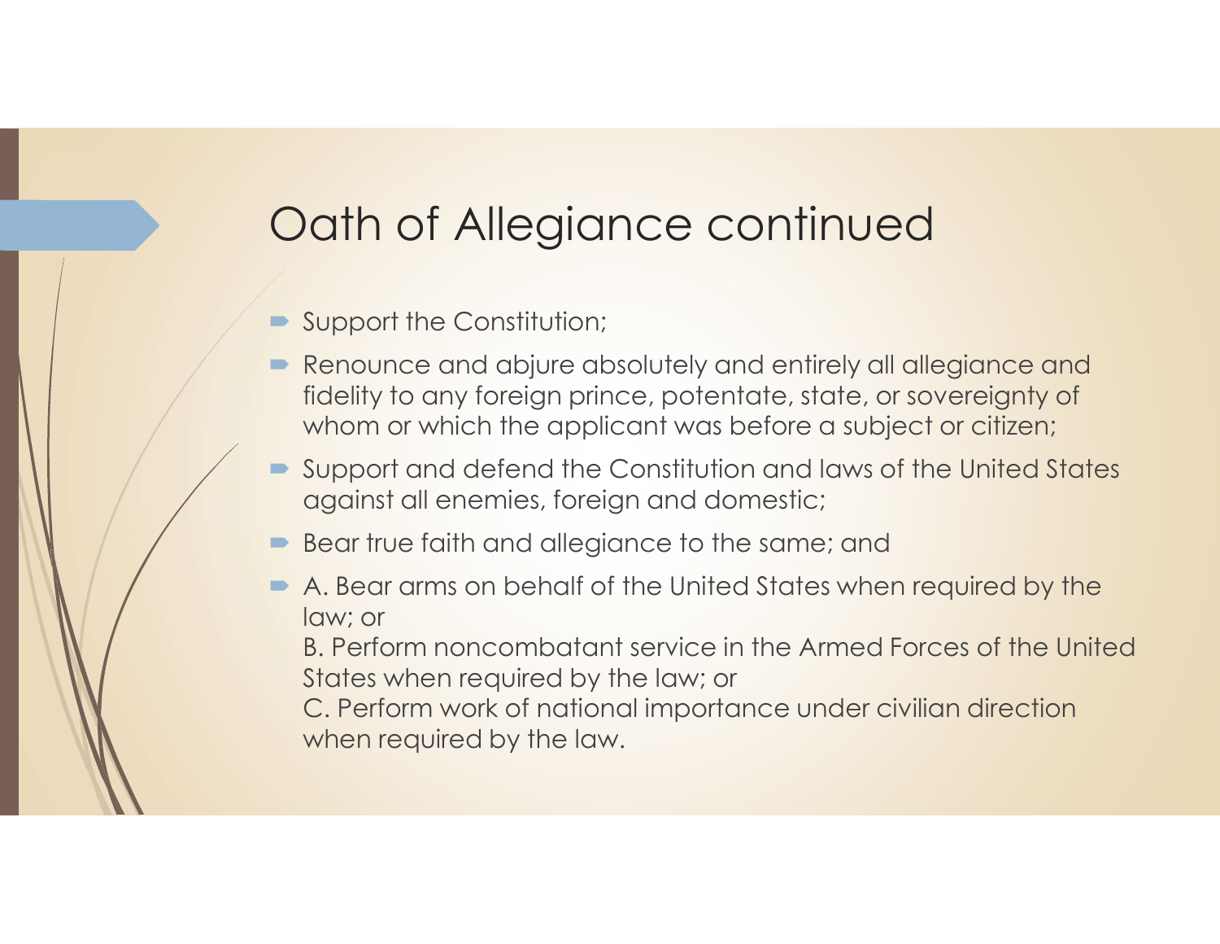# Oath of Allegiance continued

- Support the Constitution;
- Renounce and abjure absolutely and entirely all allegiance and fidelity to any foreign prince, potentate, state, or sovereignty of whom or which the applicant was before a subject or citizen;
- Support and defend the Constitution and laws of the United States against all enemies, foreign and domestic;
- Bear true faith and allegiance to the same; and
- A. Bear arms on behalf of the United States when required by the law; or
  B. Perform noncombatant service in the Armed Forces of the United States when required by the law; or
  C. Perform work of national importance under civilian direction when required by the law.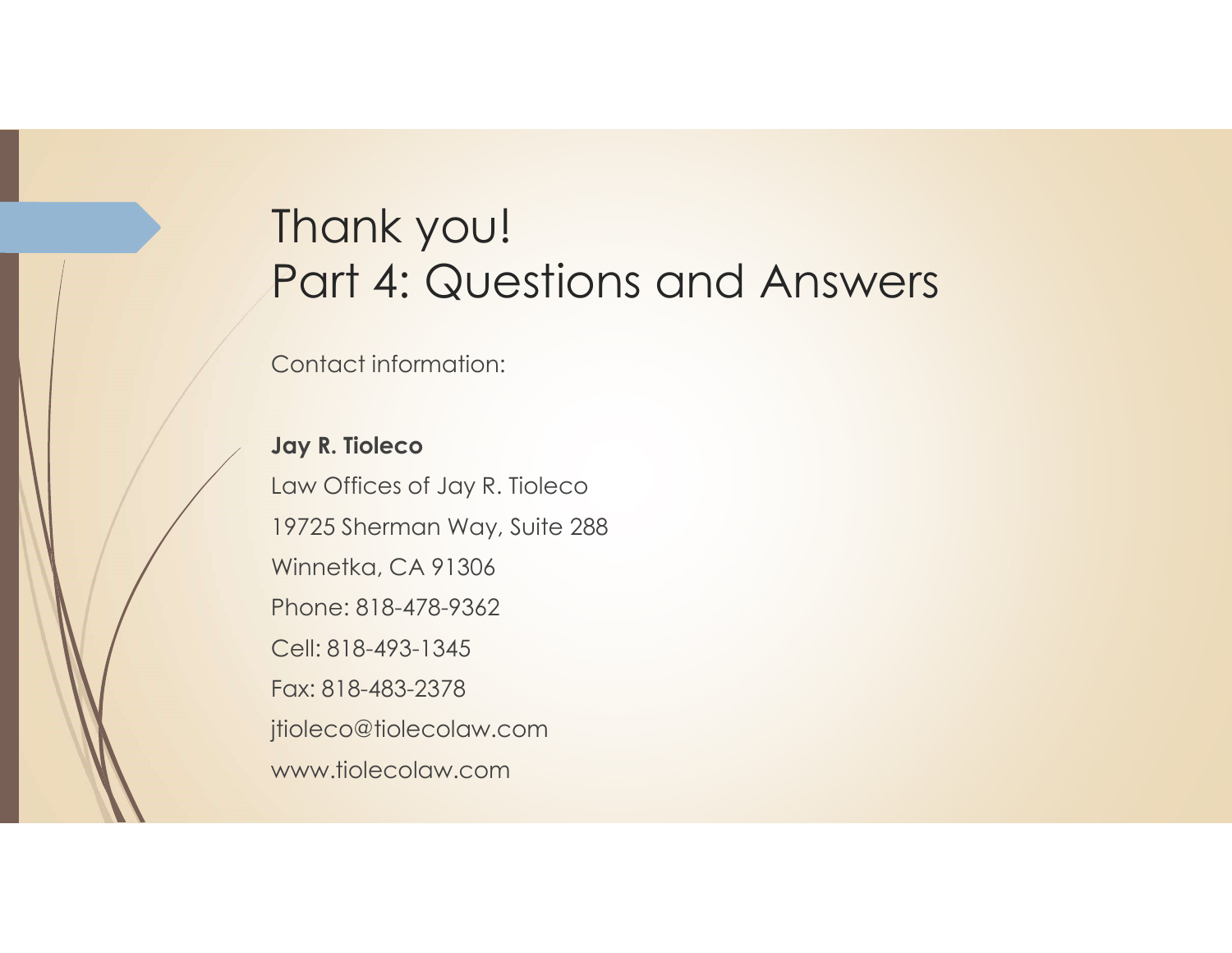# Thank you!
# Part 4: Questions and Answers

Contact information:

**Jay R. Tioleco**

Law Offices of Jay R. Tioleco

19725 Sherman Way, Suite 288

Winnetka, CA 91306

Phone: 818-478-9362

Cell: 818-493-1345

Fax: 818-483-2378

jtioleco@tiolecolaw.com

www.tiolecolaw.com